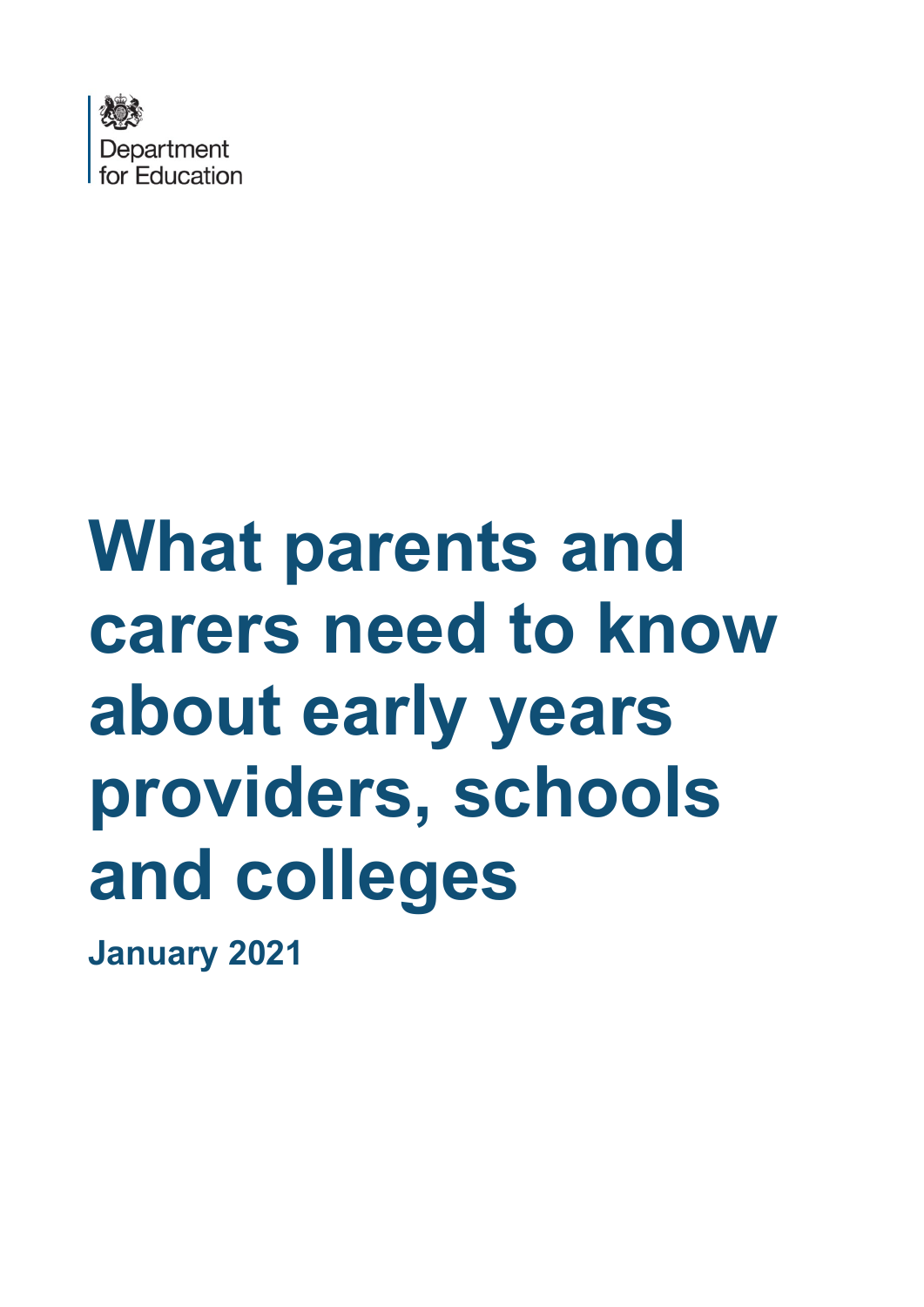Department for Education

# What parents and carers need to know about early years providers, schools and colleges

**January 2021**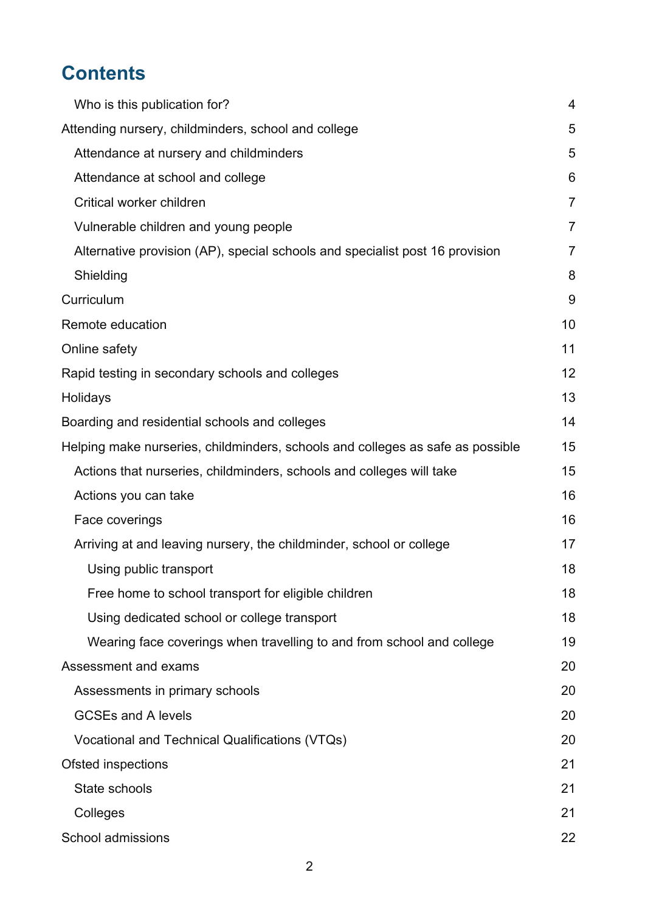# Contents

| | |
|---|---|
| Who is this publication for? | 4 |
| Attending nursery, childminders, school and college | 5 |
| Attendance at nursery and childminders | 5 |
| Attendance at school and college | 6 |
| Critical worker children | 7 |
| Vulnerable children and young people | 7 |
| Alternative provision (AP), special schools and specialist post 16 provision | 7 |
| Shielding | 8 |
| Curriculum | 9 |
| Remote education | 10 |
| Online safety | 11 |
| Rapid testing in secondary schools and colleges | 12 |
| Holidays | 13 |
| Boarding and residential schools and colleges | 14 |
| Helping make nurseries, childminders, schools and colleges as safe as possible | 15 |
| Actions that nurseries, childminders, schools and colleges will take | 15 |
| Actions you can take | 16 |
| Face coverings | 16 |
| Arriving at and leaving nursery, the childminder, school or college | 17 |
| Using public transport | 18 |
| Free home to school transport for eligible children | 18 |
| Using dedicated school or college transport | 18 |
| Wearing face coverings when travelling to and from school and college | 19 |
| Assessment and exams | 20 |
| Assessments in primary schools | 20 |
| GCSEs and A levels | 20 |
| Vocational and Technical Qualifications (VTQs) | 20 |
| Ofsted inspections | 21 |
| State schools | 21 |
| Colleges | 21 |
| School admissions | 22 |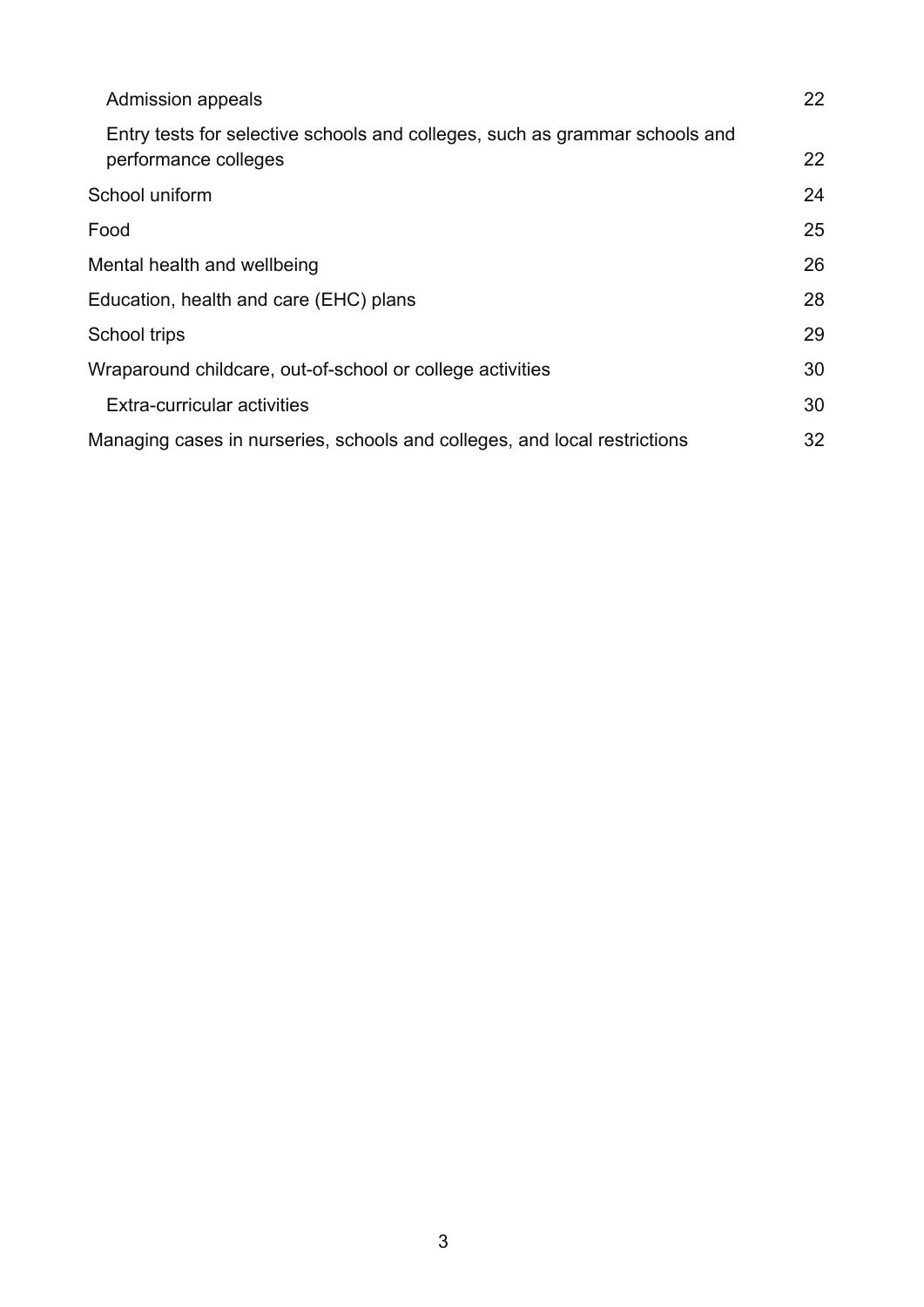| | |
|---|---|
| Admission appeals | 22 |
| Entry tests for selective schools and colleges, such as grammar schools and performance colleges | 22 |
| School uniform | 24 |
| Food | 25 |
| Mental health and wellbeing | 26 |
| Education, health and care (EHC) plans | 28 |
| School trips | 29 |
| Wraparound childcare, out-of-school or college activities | 30 |
| Extra-curricular activities | 30 |
| Managing cases in nurseries, schools and colleges, and local restrictions | 32 |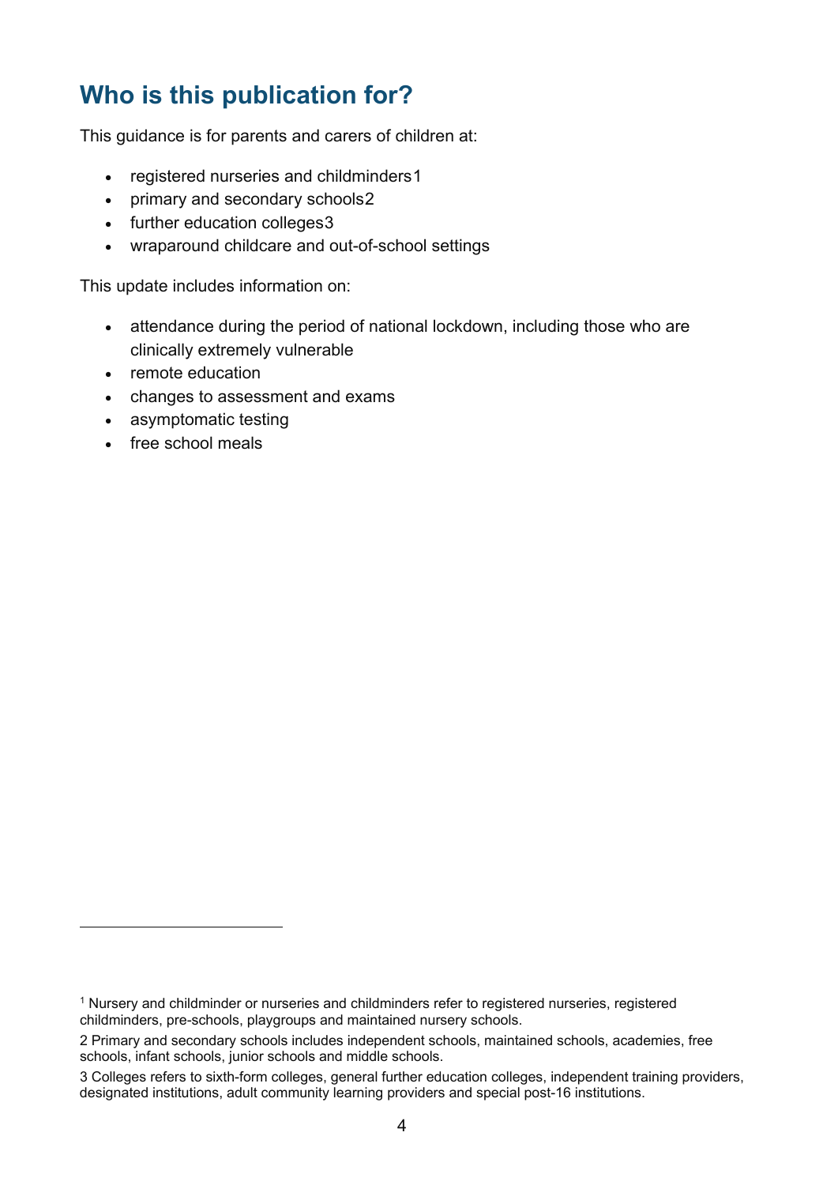## Who is this publication for?

This guidance is for parents and carers of children at:

- registered nurseries and childminders[1]
- primary and secondary schools[2]
- further education colleges[3]
- wraparound childcare and out-of-school settings

This update includes information on:

- attendance during the period of national lockdown, including those who are clinically extremely vulnerable
- remote education
- changes to assessment and exams
- asymptomatic testing
- free school meals

---

[1] Nursery and childminder or nurseries and childminders refer to registered nurseries, registered childminders, pre-schools, playgroups and maintained nursery schools.

[2] Primary and secondary schools includes independent schools, maintained schools, academies, free schools, infant schools, junior schools and middle schools.

[3] Colleges refers to sixth-form colleges, general further education colleges, independent training providers, designated institutions, adult community learning providers and special post-16 institutions.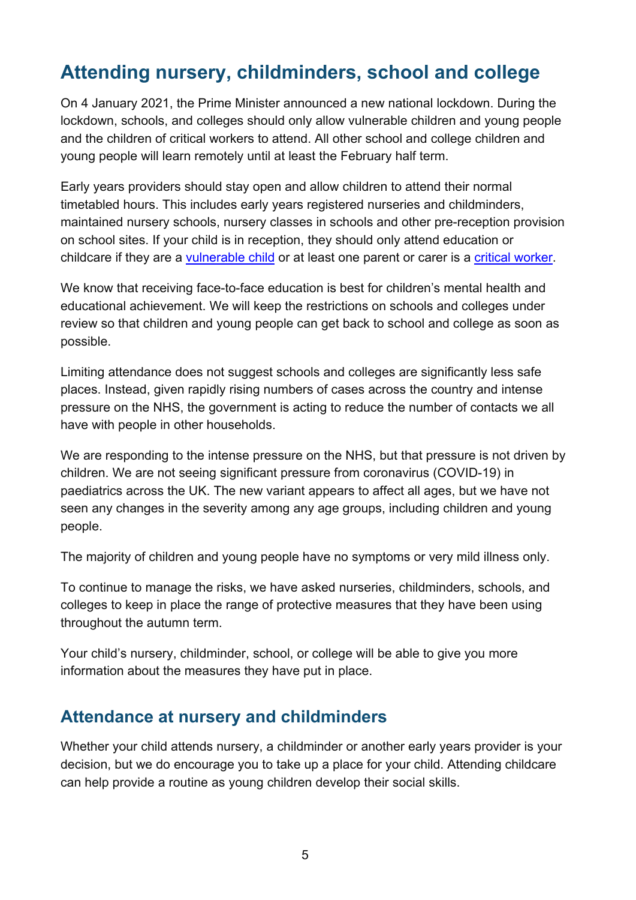## Attending nursery, childminders, school and college

On 4 January 2021, the Prime Minister announced a new national lockdown. During the lockdown, schools, and colleges should only allow vulnerable children and young people and the children of critical workers to attend. All other school and college children and young people will learn remotely until at least the February half term.

Early years providers should stay open and allow children to attend their normal timetabled hours. This includes early years registered nurseries and childminders, maintained nursery schools, nursery classes in schools and other pre-reception provision on school sites. If your child is in reception, they should only attend education or childcare if they are a vulnerable child or at least one parent or carer is a critical worker.

We know that receiving face-to-face education is best for children's mental health and educational achievement. We will keep the restrictions on schools and colleges under review so that children and young people can get back to school and college as soon as possible.

Limiting attendance does not suggest schools and colleges are significantly less safe places. Instead, given rapidly rising numbers of cases across the country and intense pressure on the NHS, the government is acting to reduce the number of contacts we all have with people in other households.

We are responding to the intense pressure on the NHS, but that pressure is not driven by children. We are not seeing significant pressure from coronavirus (COVID-19) in paediatrics across the UK. The new variant appears to affect all ages, but we have not seen any changes in the severity among any age groups, including children and young people.

The majority of children and young people have no symptoms or very mild illness only.

To continue to manage the risks, we have asked nurseries, childminders, schools, and colleges to keep in place the range of protective measures that they have been using throughout the autumn term.

Your child's nursery, childminder, school, or college will be able to give you more information about the measures they have put in place.

### Attendance at nursery and childminders

Whether your child attends nursery, a childminder or another early years provider is your decision, but we do encourage you to take up a place for your child. Attending childcare can help provide a routine as young children develop their social skills.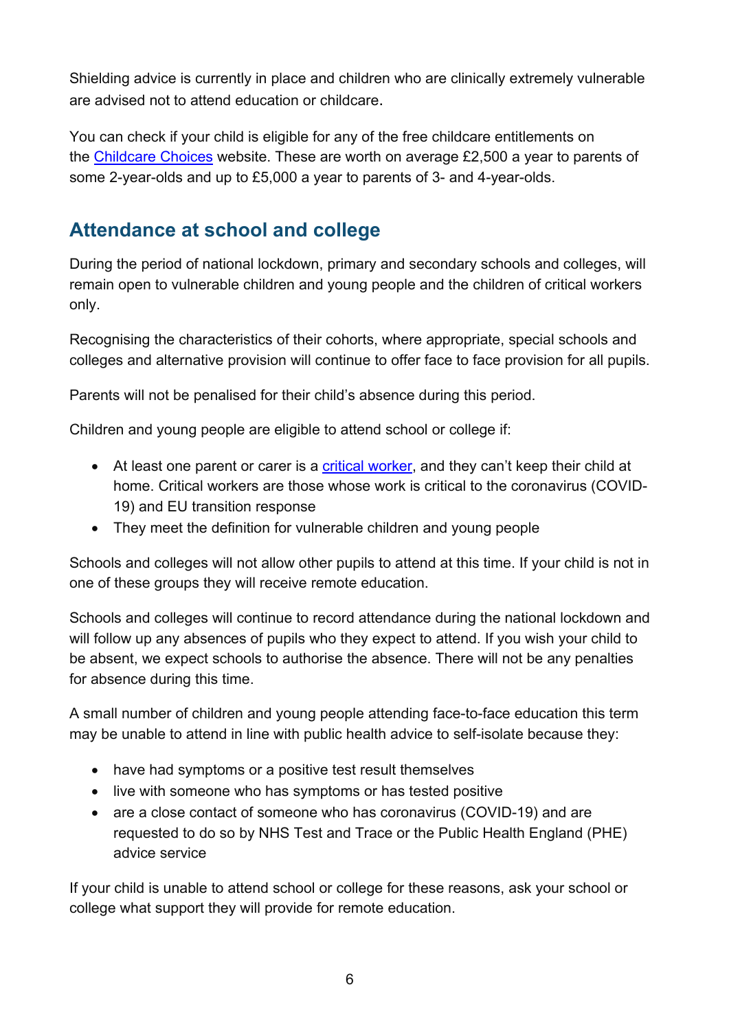Shielding advice is currently in place and children who are clinically extremely vulnerable are advised not to attend education or childcare.

You can check if your child is eligible for any of the free childcare entitlements on the [Childcare Choices](https://www.childcarechoices.gov.uk/) website. These are worth on average £2,500 a year to parents of some 2-year-olds and up to £5,000 a year to parents of 3- and 4-year-olds.

## Attendance at school and college

During the period of national lockdown, primary and secondary schools and colleges, will remain open to vulnerable children and young people and the children of critical workers only.

Recognising the characteristics of their cohorts, where appropriate, special schools and colleges and alternative provision will continue to offer face to face provision for all pupils.

Parents will not be penalised for their child's absence during this period.

Children and young people are eligible to attend school or college if:

- At least one parent or carer is a critical worker, and they can't keep their child at home. Critical workers are those whose work is critical to the coronavirus (COVID-19) and EU transition response
- They meet the definition for vulnerable children and young people

Schools and colleges will not allow other pupils to attend at this time. If your child is not in one of these groups they will receive remote education.

Schools and colleges will continue to record attendance during the national lockdown and will follow up any absences of pupils who they expect to attend. If you wish your child to be absent, we expect schools to authorise the absence. There will not be any penalties for absence during this time.

A small number of children and young people attending face-to-face education this term may be unable to attend in line with public health advice to self-isolate because they:

- have had symptoms or a positive test result themselves
- live with someone who has symptoms or has tested positive
- are a close contact of someone who has coronavirus (COVID-19) and are requested to do so by NHS Test and Trace or the Public Health England (PHE) advice service

If your child is unable to attend school or college for these reasons, ask your school or college what support they will provide for remote education.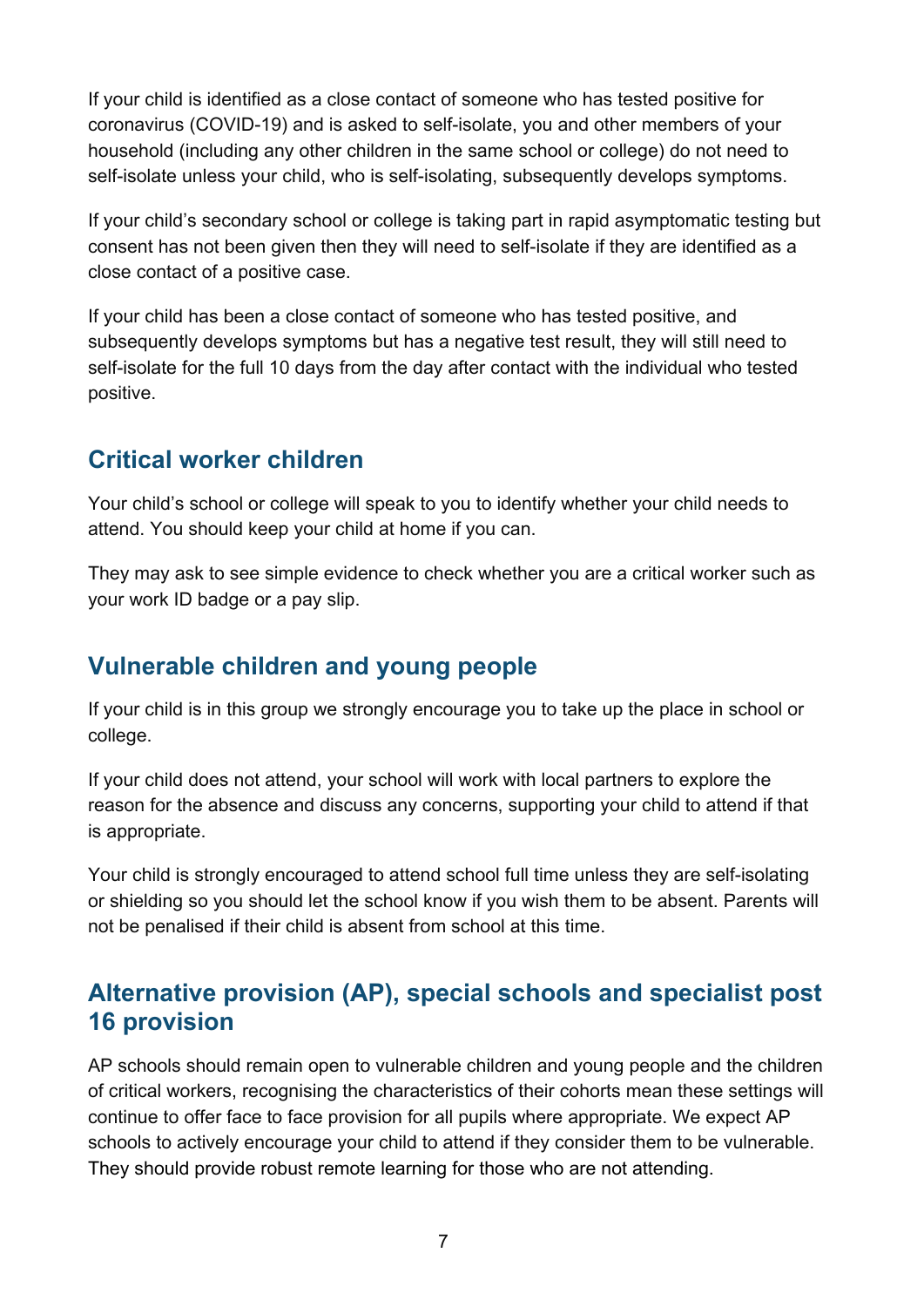If your child is identified as a close contact of someone who has tested positive for coronavirus (COVID-19) and is asked to self-isolate, you and other members of your household (including any other children in the same school or college) do not need to self-isolate unless your child, who is self-isolating, subsequently develops symptoms.

If your child's secondary school or college is taking part in rapid asymptomatic testing but consent has not been given then they will need to self-isolate if they are identified as a close contact of a positive case.

If your child has been a close contact of someone who has tested positive, and subsequently develops symptoms but has a negative test result, they will still need to self-isolate for the full 10 days from the day after contact with the individual who tested positive.

## Critical worker children

Your child's school or college will speak to you to identify whether your child needs to attend. You should keep your child at home if you can.

They may ask to see simple evidence to check whether you are a critical worker such as your work ID badge or a pay slip.

## Vulnerable children and young people

If your child is in this group we strongly encourage you to take up the place in school or college.

If your child does not attend, your school will work with local partners to explore the reason for the absence and discuss any concerns, supporting your child to attend if that is appropriate.

Your child is strongly encouraged to attend school full time unless they are self-isolating or shielding so you should let the school know if you wish them to be absent. Parents will not be penalised if their child is absent from school at this time.

## Alternative provision (AP), special schools and specialist post 16 provision

AP schools should remain open to vulnerable children and young people and the children of critical workers, recognising the characteristics of their cohorts mean these settings will continue to offer face to face provision for all pupils where appropriate. We expect AP schools to actively encourage your child to attend if they consider them to be vulnerable. They should provide robust remote learning for those who are not attending.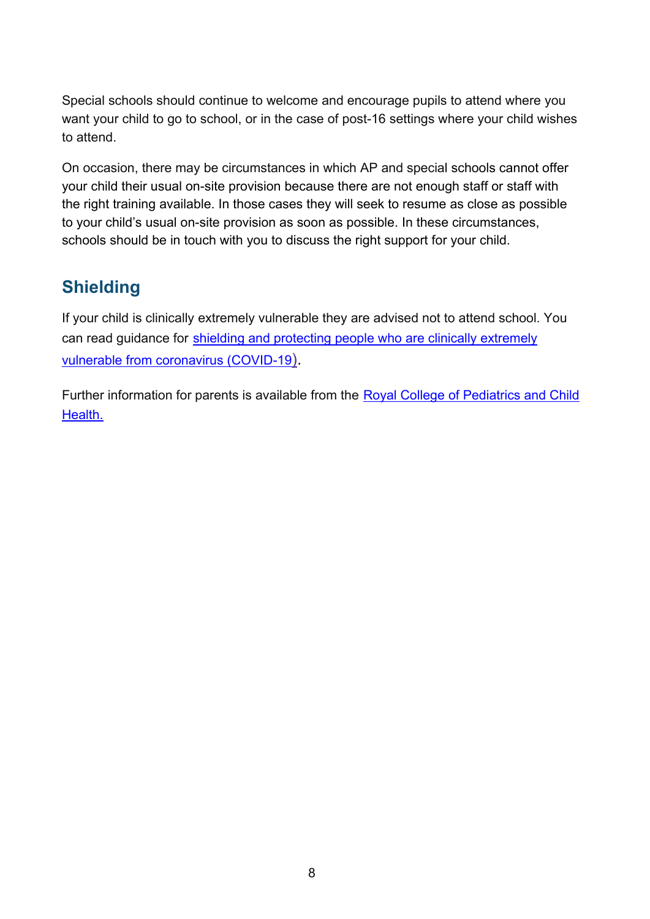Special schools should continue to welcome and encourage pupils to attend where you want your child to go to school, or in the case of post-16 settings where your child wishes to attend.

On occasion, there may be circumstances in which AP and special schools cannot offer your child their usual on-site provision because there are not enough staff or staff with the right training available. In those cases they will seek to resume as close as possible to your child's usual on-site provision as soon as possible. In these circumstances, schools should be in touch with you to discuss the right support for your child.

## Shielding

If your child is clinically extremely vulnerable they are advised not to attend school. You can read guidance for shielding and protecting people who are clinically extremely vulnerable from coronavirus (COVID-19).

Further information for parents is available from the Royal College of Pediatrics and Child Health.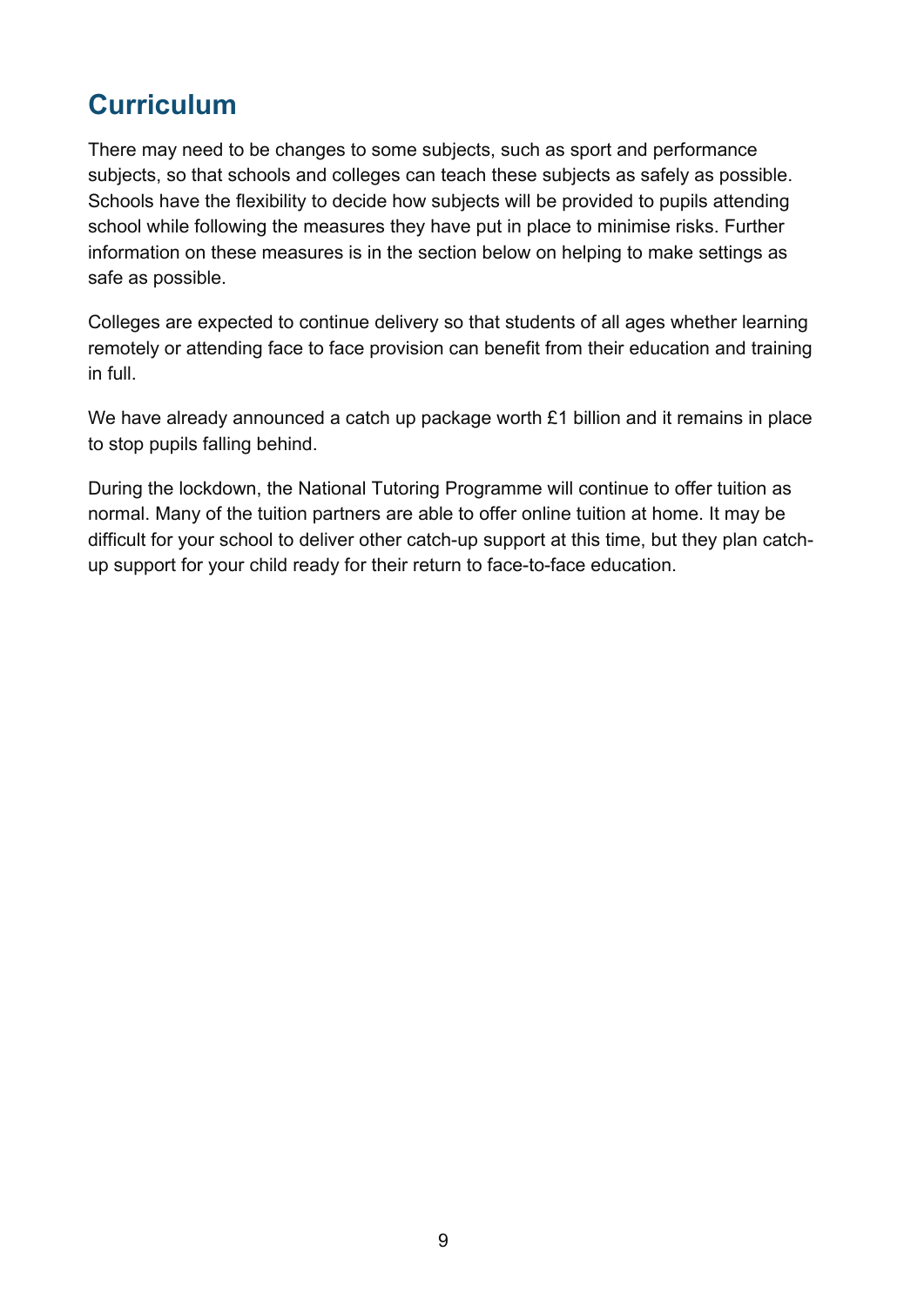## Curriculum

There may need to be changes to some subjects, such as sport and performance subjects, so that schools and colleges can teach these subjects as safely as possible. Schools have the flexibility to decide how subjects will be provided to pupils attending school while following the measures they have put in place to minimise risks. Further information on these measures is in the section below on helping to make settings as safe as possible.

Colleges are expected to continue delivery so that students of all ages whether learning remotely or attending face to face provision can benefit from their education and training in full.

We have already announced a catch up package worth £1 billion and it remains in place to stop pupils falling behind.

During the lockdown, the National Tutoring Programme will continue to offer tuition as normal. Many of the tuition partners are able to offer online tuition at home. It may be difficult for your school to deliver other catch-up support at this time, but they plan catch-up support for your child ready for their return to face-to-face education.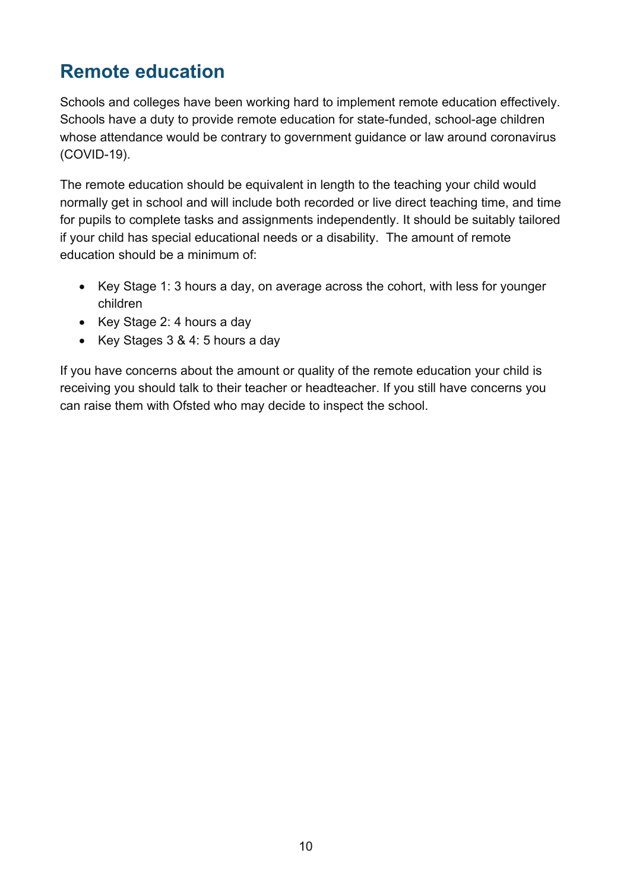## Remote education

Schools and colleges have been working hard to implement remote education effectively. Schools have a duty to provide remote education for state-funded, school-age children whose attendance would be contrary to government guidance or law around coronavirus (COVID-19).

The remote education should be equivalent in length to the teaching your child would normally get in school and will include both recorded or live direct teaching time, and time for pupils to complete tasks and assignments independently. It should be suitably tailored if your child has special educational needs or a disability. The amount of remote education should be a minimum of:

- Key Stage 1: 3 hours a day, on average across the cohort, with less for younger children
- Key Stage 2: 4 hours a day
- Key Stages 3 & 4: 5 hours a day

If you have concerns about the amount or quality of the remote education your child is receiving you should talk to their teacher or headteacher. If you still have concerns you can raise them with Ofsted who may decide to inspect the school.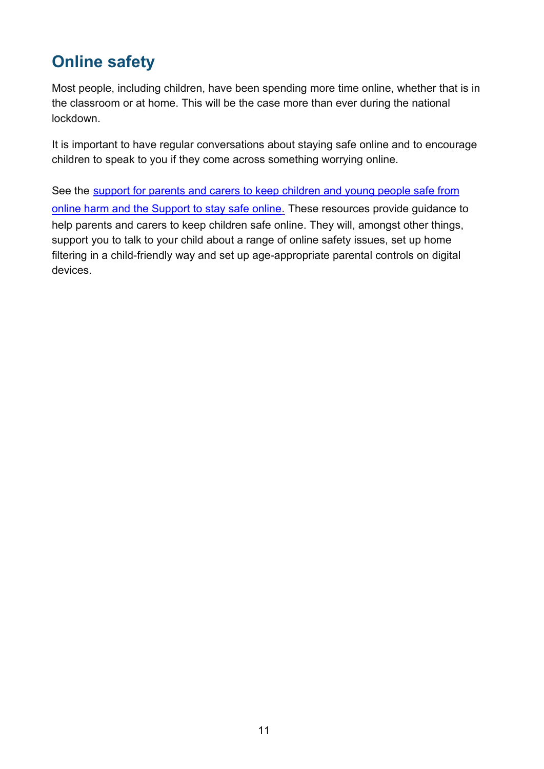## Online safety

Most people, including children, have been spending more time online, whether that is in the classroom or at home. This will be the case more than ever during the national lockdown.

It is important to have regular conversations about staying safe online and to encourage children to speak to you if they come across something worrying online.

See the support for parents and carers to keep children and young people safe from online harm and the Support to stay safe online. These resources provide guidance to help parents and carers to keep children safe online. They will, amongst other things, support you to talk to your child about a range of online safety issues, set up home filtering in a child-friendly way and set up age-appropriate parental controls on digital devices.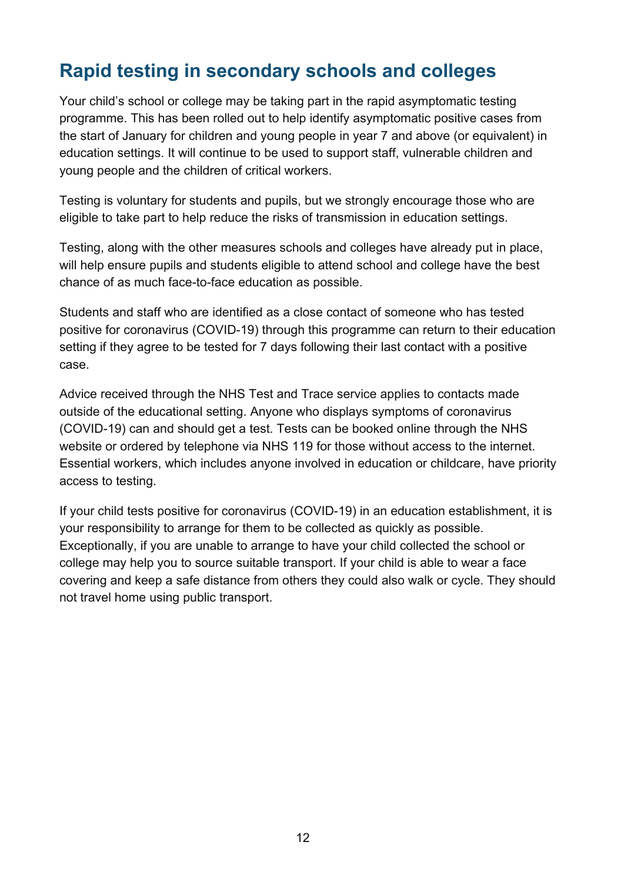## Rapid testing in secondary schools and colleges

Your child's school or college may be taking part in the rapid asymptomatic testing programme. This has been rolled out to help identify asymptomatic positive cases from the start of January for children and young people in year 7 and above (or equivalent) in education settings. It will continue to be used to support staff, vulnerable children and young people and the children of critical workers.

Testing is voluntary for students and pupils, but we strongly encourage those who are eligible to take part to help reduce the risks of transmission in education settings.

Testing, along with the other measures schools and colleges have already put in place, will help ensure pupils and students eligible to attend school and college have the best chance of as much face-to-face education as possible.

Students and staff who are identified as a close contact of someone who has tested positive for coronavirus (COVID-19) through this programme can return to their education setting if they agree to be tested for 7 days following their last contact with a positive case.

Advice received through the NHS Test and Trace service applies to contacts made outside of the educational setting. Anyone who displays symptoms of coronavirus (COVID-19) can and should get a test. Tests can be booked online through the NHS website or ordered by telephone via NHS 119 for those without access to the internet. Essential workers, which includes anyone involved in education or childcare, have priority access to testing.

If your child tests positive for coronavirus (COVID-19) in an education establishment, it is your responsibility to arrange for them to be collected as quickly as possible. Exceptionally, if you are unable to arrange to have your child collected the school or college may help you to source suitable transport. If your child is able to wear a face covering and keep a safe distance from others they could also walk or cycle. They should not travel home using public transport.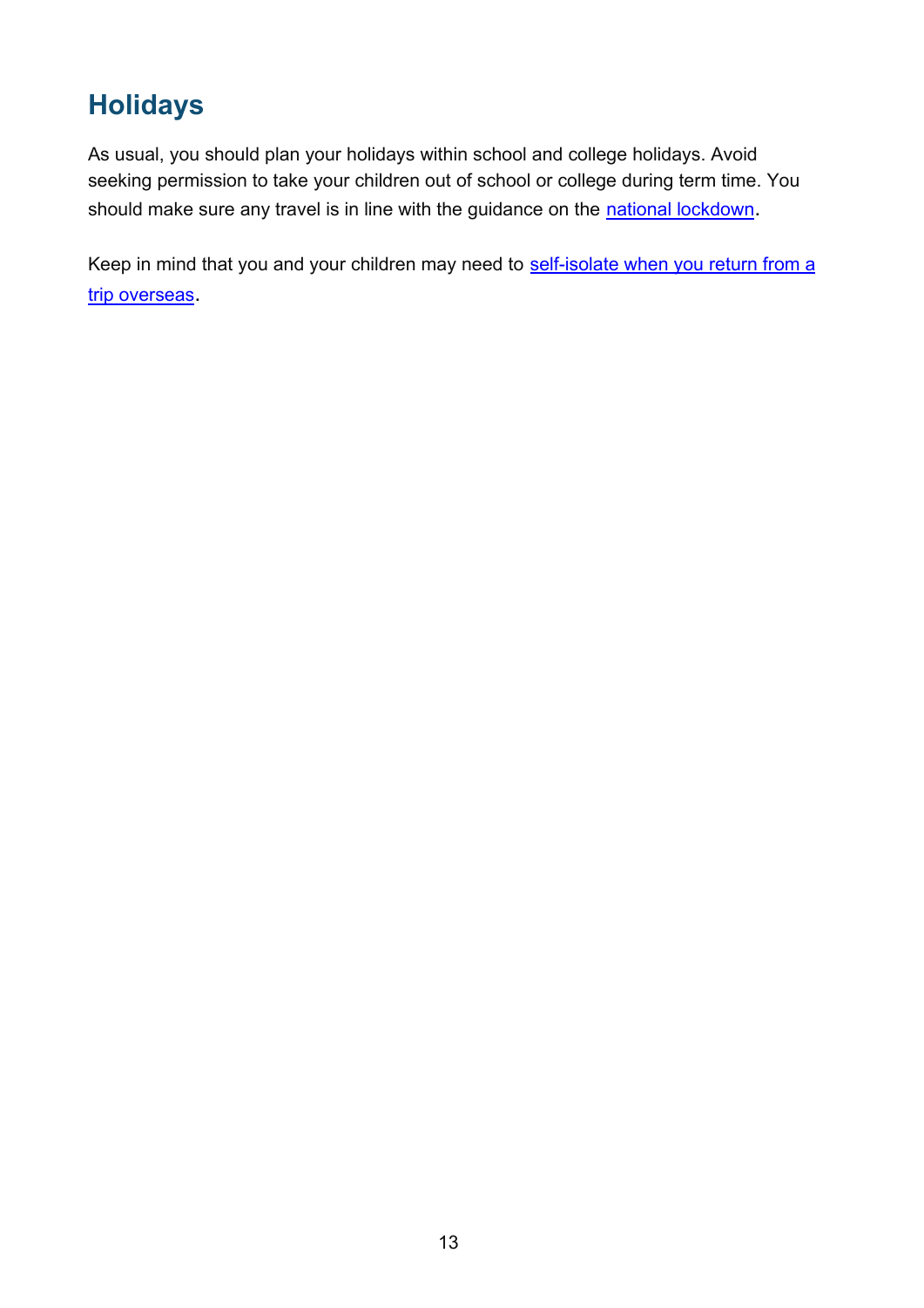## Holidays

As usual, you should plan your holidays within school and college holidays. Avoid seeking permission to take your children out of school or college during term time. You should make sure any travel is in line with the guidance on the national lockdown.

Keep in mind that you and your children may need to self-isolate when you return from a trip overseas.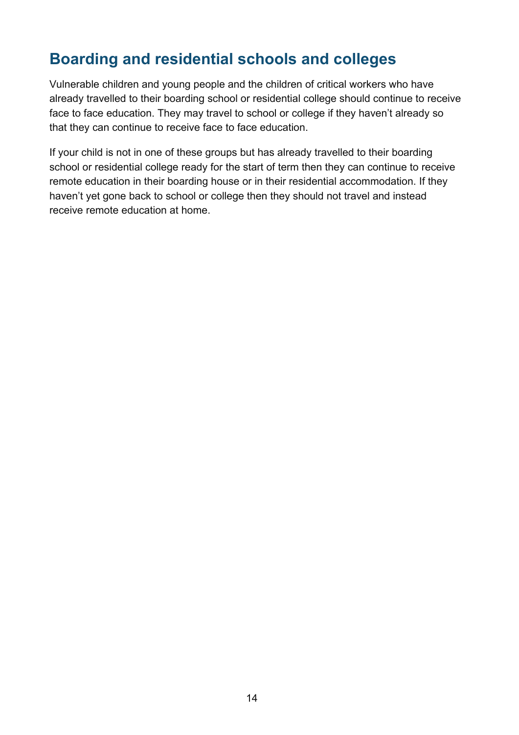## Boarding and residential schools and colleges

Vulnerable children and young people and the children of critical workers who have already travelled to their boarding school or residential college should continue to receive face to face education. They may travel to school or college if they haven't already so that they can continue to receive face to face education.

If your child is not in one of these groups but has already travelled to their boarding school or residential college ready for the start of term then they can continue to receive remote education in their boarding house or in their residential accommodation. If they haven't yet gone back to school or college then they should not travel and instead receive remote education at home.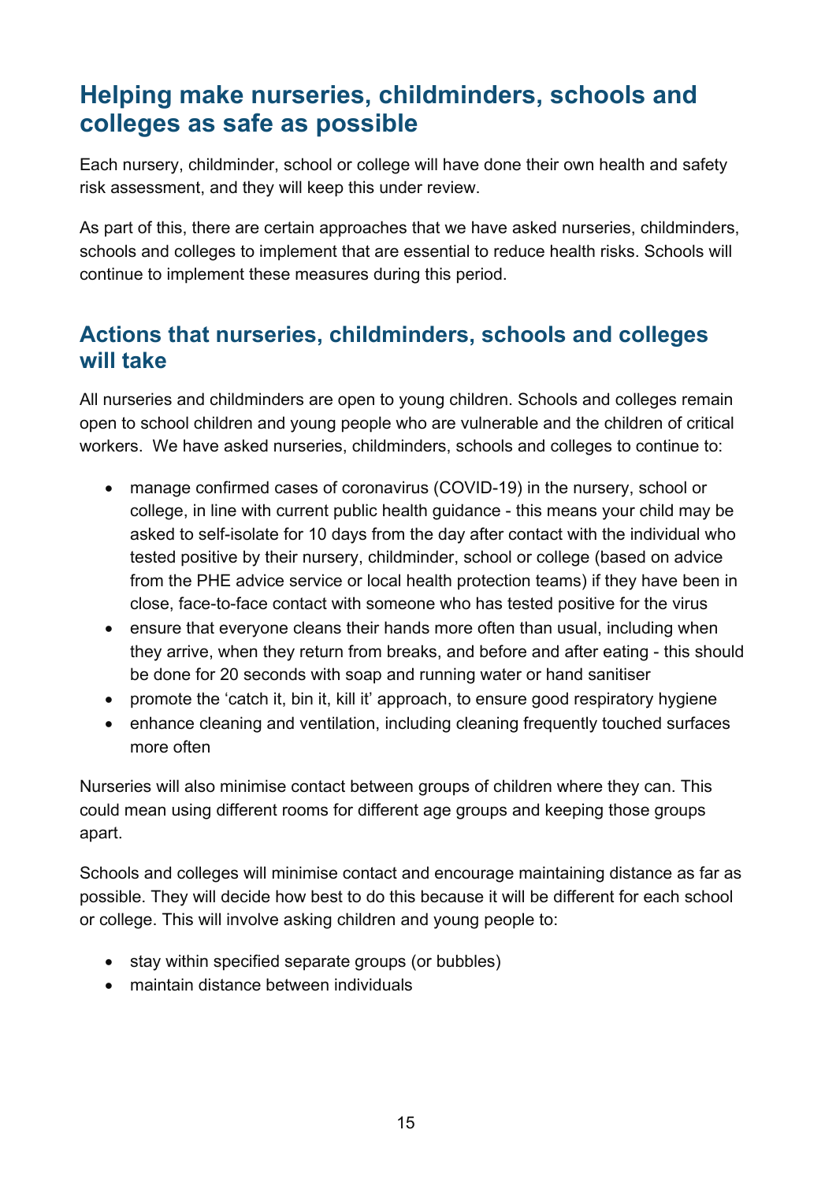## Helping make nurseries, childminders, schools and colleges as safe as possible

Each nursery, childminder, school or college will have done their own health and safety risk assessment, and they will keep this under review.

As part of this, there are certain approaches that we have asked nurseries, childminders, schools and colleges to implement that are essential to reduce health risks. Schools will continue to implement these measures during this period.

### Actions that nurseries, childminders, schools and colleges will take

All nurseries and childminders are open to young children. Schools and colleges remain open to school children and young people who are vulnerable and the children of critical workers. We have asked nurseries, childminders, schools and colleges to continue to:

- manage confirmed cases of coronavirus (COVID-19) in the nursery, school or college, in line with current public health guidance - this means your child may be asked to self-isolate for 10 days from the day after contact with the individual who tested positive by their nursery, childminder, school or college (based on advice from the PHE advice service or local health protection teams) if they have been in close, face-to-face contact with someone who has tested positive for the virus
- ensure that everyone cleans their hands more often than usual, including when they arrive, when they return from breaks, and before and after eating - this should be done for 20 seconds with soap and running water or hand sanitiser
- promote the 'catch it, bin it, kill it' approach, to ensure good respiratory hygiene
- enhance cleaning and ventilation, including cleaning frequently touched surfaces more often

Nurseries will also minimise contact between groups of children where they can. This could mean using different rooms for different age groups and keeping those groups apart.

Schools and colleges will minimise contact and encourage maintaining distance as far as possible. They will decide how best to do this because it will be different for each school or college. This will involve asking children and young people to:

- stay within specified separate groups (or bubbles)
- maintain distance between individuals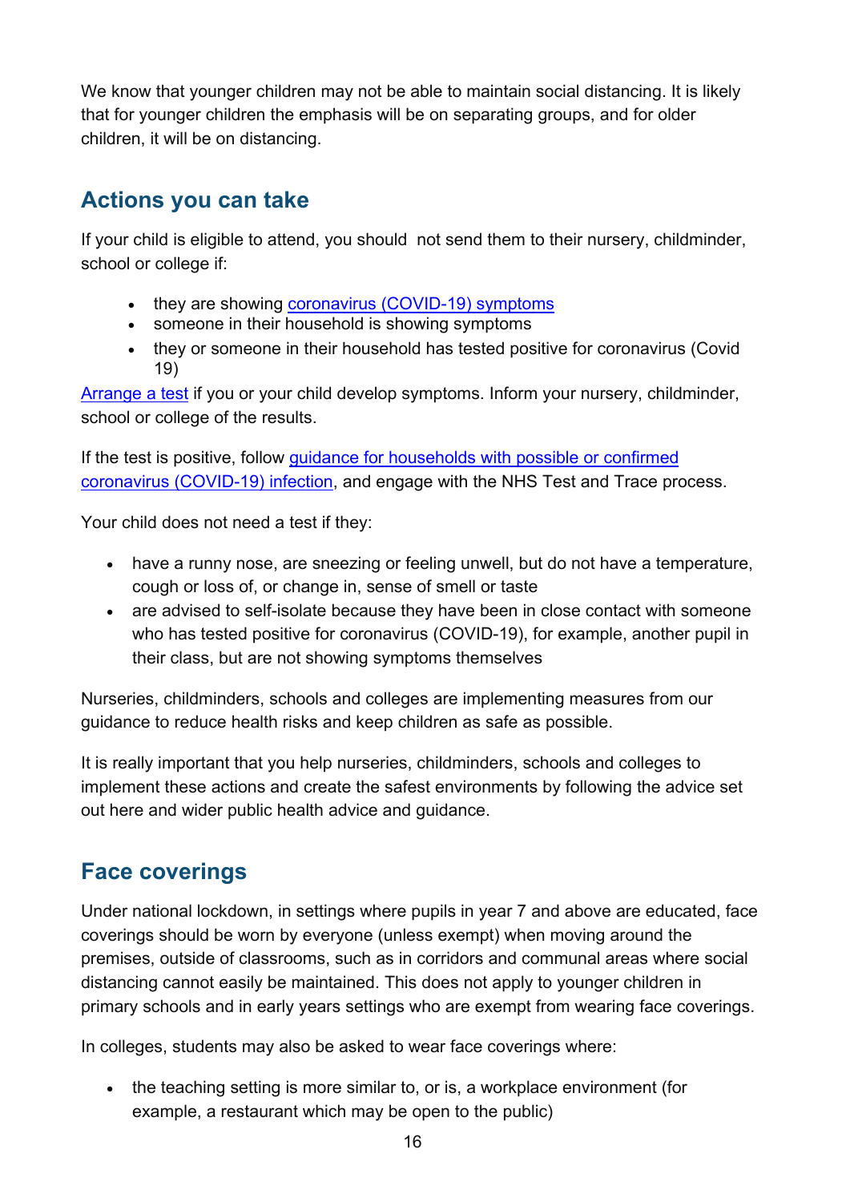We know that younger children may not be able to maintain social distancing. It is likely that for younger children the emphasis will be on separating groups, and for older children, it will be on distancing.

## Actions you can take

If your child is eligible to attend, you should not send them to their nursery, childminder, school or college if:

- they are showing coronavirus (COVID-19) symptoms
- someone in their household is showing symptoms
- they or someone in their household has tested positive for coronavirus (Covid 19)

Arrange a test if you or your child develop symptoms. Inform your nursery, childminder, school or college of the results.

If the test is positive, follow guidance for households with possible or confirmed coronavirus (COVID-19) infection, and engage with the NHS Test and Trace process.

Your child does not need a test if they:

- have a runny nose, are sneezing or feeling unwell, but do not have a temperature, cough or loss of, or change in, sense of smell or taste
- are advised to self-isolate because they have been in close contact with someone who has tested positive for coronavirus (COVID-19), for example, another pupil in their class, but are not showing symptoms themselves

Nurseries, childminders, schools and colleges are implementing measures from our guidance to reduce health risks and keep children as safe as possible.

It is really important that you help nurseries, childminders, schools and colleges to implement these actions and create the safest environments by following the advice set out here and wider public health advice and guidance.

## Face coverings

Under national lockdown, in settings where pupils in year 7 and above are educated, face coverings should be worn by everyone (unless exempt) when moving around the premises, outside of classrooms, such as in corridors and communal areas where social distancing cannot easily be maintained. This does not apply to younger children in primary schools and in early years settings who are exempt from wearing face coverings.

In colleges, students may also be asked to wear face coverings where:

- the teaching setting is more similar to, or is, a workplace environment (for example, a restaurant which may be open to the public)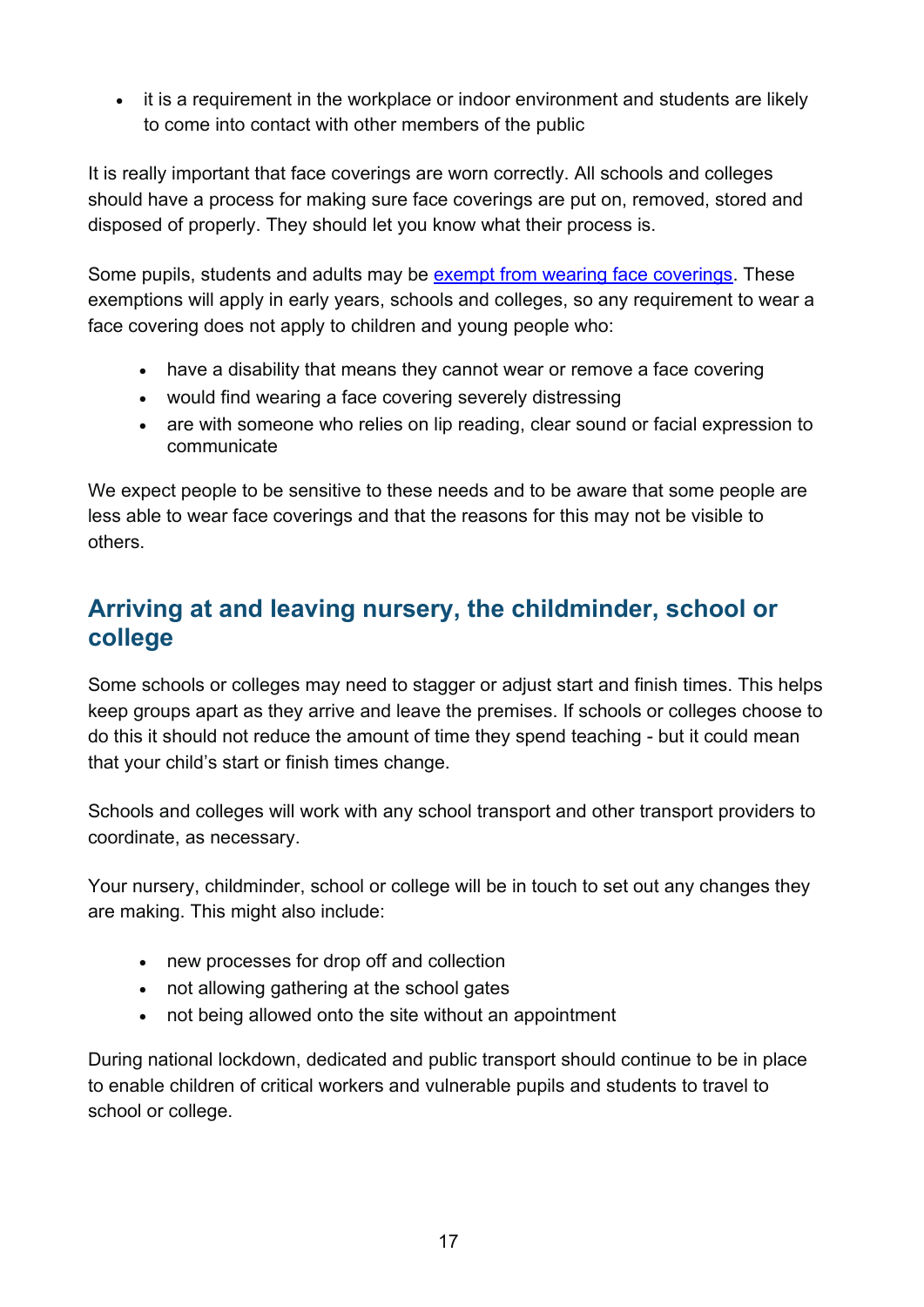- it is a requirement in the workplace or indoor environment and students are likely to come into contact with other members of the public

It is really important that face coverings are worn correctly. All schools and colleges should have a process for making sure face coverings are put on, removed, stored and disposed of properly. They should let you know what their process is.

Some pupils, students and adults may be [exempt from wearing face coverings](). These exemptions will apply in early years, schools and colleges, so any requirement to wear a face covering does not apply to children and young people who:

- have a disability that means they cannot wear or remove a face covering
- would find wearing a face covering severely distressing
- are with someone who relies on lip reading, clear sound or facial expression to communicate

We expect people to be sensitive to these needs and to be aware that some people are less able to wear face coverings and that the reasons for this may not be visible to others.

## Arriving at and leaving nursery, the childminder, school or college

Some schools or colleges may need to stagger or adjust start and finish times. This helps keep groups apart as they arrive and leave the premises. If schools or colleges choose to do this it should not reduce the amount of time they spend teaching - but it could mean that your child's start or finish times change.

Schools and colleges will work with any school transport and other transport providers to coordinate, as necessary.

Your nursery, childminder, school or college will be in touch to set out any changes they are making. This might also include:

- new processes for drop off and collection
- not allowing gathering at the school gates
- not being allowed onto the site without an appointment

During national lockdown, dedicated and public transport should continue to be in place to enable children of critical workers and vulnerable pupils and students to travel to school or college.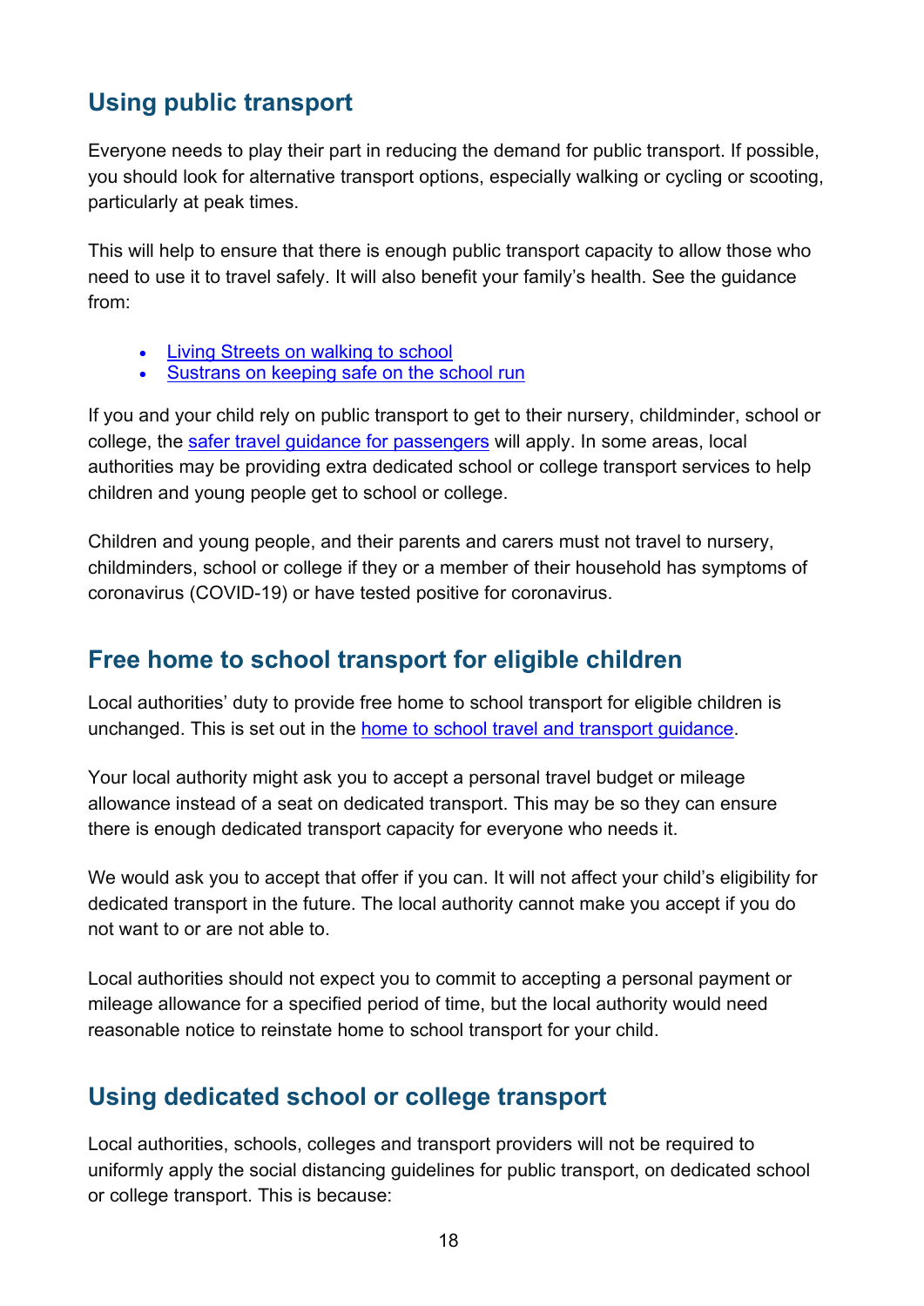## Using public transport

Everyone needs to play their part in reducing the demand for public transport. If possible, you should look for alternative transport options, especially walking or cycling or scooting, particularly at peak times.

This will help to ensure that there is enough public transport capacity to allow those who need to use it to travel safely. It will also benefit your family's health. See the guidance from:

- Living Streets on walking to school
- Sustrans on keeping safe on the school run

If you and your child rely on public transport to get to their nursery, childminder, school or college, the safer travel guidance for passengers will apply. In some areas, local authorities may be providing extra dedicated school or college transport services to help children and young people get to school or college.

Children and young people, and their parents and carers must not travel to nursery, childminders, school or college if they or a member of their household has symptoms of coronavirus (COVID-19) or have tested positive for coronavirus.

## Free home to school transport for eligible children

Local authorities' duty to provide free home to school transport for eligible children is unchanged. This is set out in the home to school travel and transport guidance.

Your local authority might ask you to accept a personal travel budget or mileage allowance instead of a seat on dedicated transport. This may be so they can ensure there is enough dedicated transport capacity for everyone who needs it.

We would ask you to accept that offer if you can. It will not affect your child's eligibility for dedicated transport in the future. The local authority cannot make you accept if you do not want to or are not able to.

Local authorities should not expect you to commit to accepting a personal payment or mileage allowance for a specified period of time, but the local authority would need reasonable notice to reinstate home to school transport for your child.

## Using dedicated school or college transport

Local authorities, schools, colleges and transport providers will not be required to uniformly apply the social distancing guidelines for public transport, on dedicated school or college transport. This is because: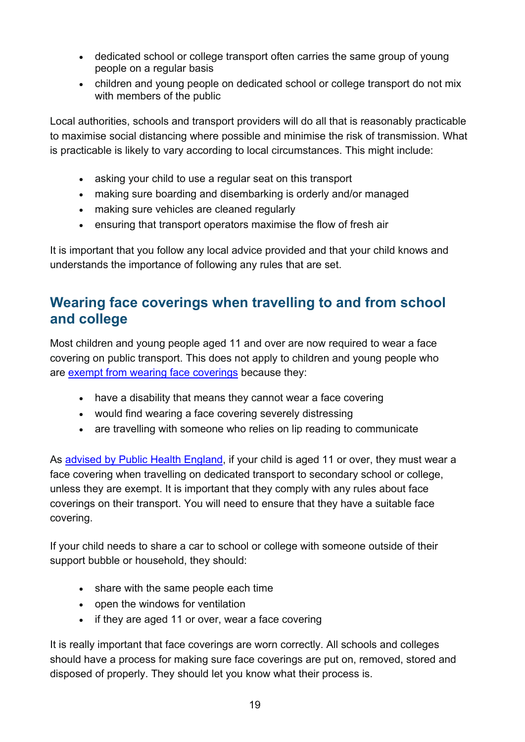- dedicated school or college transport often carries the same group of young people on a regular basis
- children and young people on dedicated school or college transport do not mix with members of the public

Local authorities, schools and transport providers will do all that is reasonably practicable to maximise social distancing where possible and minimise the risk of transmission. What is practicable is likely to vary according to local circumstances. This might include:

- asking your child to use a regular seat on this transport
- making sure boarding and disembarking is orderly and/or managed
- making sure vehicles are cleaned regularly
- ensuring that transport operators maximise the flow of fresh air

It is important that you follow any local advice provided and that your child knows and understands the importance of following any rules that are set.

## Wearing face coverings when travelling to and from school and college

Most children and young people aged 11 and over are now required to wear a face covering on public transport. This does not apply to children and young people who are [exempt from wearing face coverings](#) because they:

- have a disability that means they cannot wear a face covering
- would find wearing a face covering severely distressing
- are travelling with someone who relies on lip reading to communicate

As [advised by Public Health England](#), if your child is aged 11 or over, they must wear a face covering when travelling on dedicated transport to secondary school or college, unless they are exempt. It is important that they comply with any rules about face coverings on their transport. You will need to ensure that they have a suitable face covering.

If your child needs to share a car to school or college with someone outside of their support bubble or household, they should:

- share with the same people each time
- open the windows for ventilation
- if they are aged 11 or over, wear a face covering

It is really important that face coverings are worn correctly. All schools and colleges should have a process for making sure face coverings are put on, removed, stored and disposed of properly. They should let you know what their process is.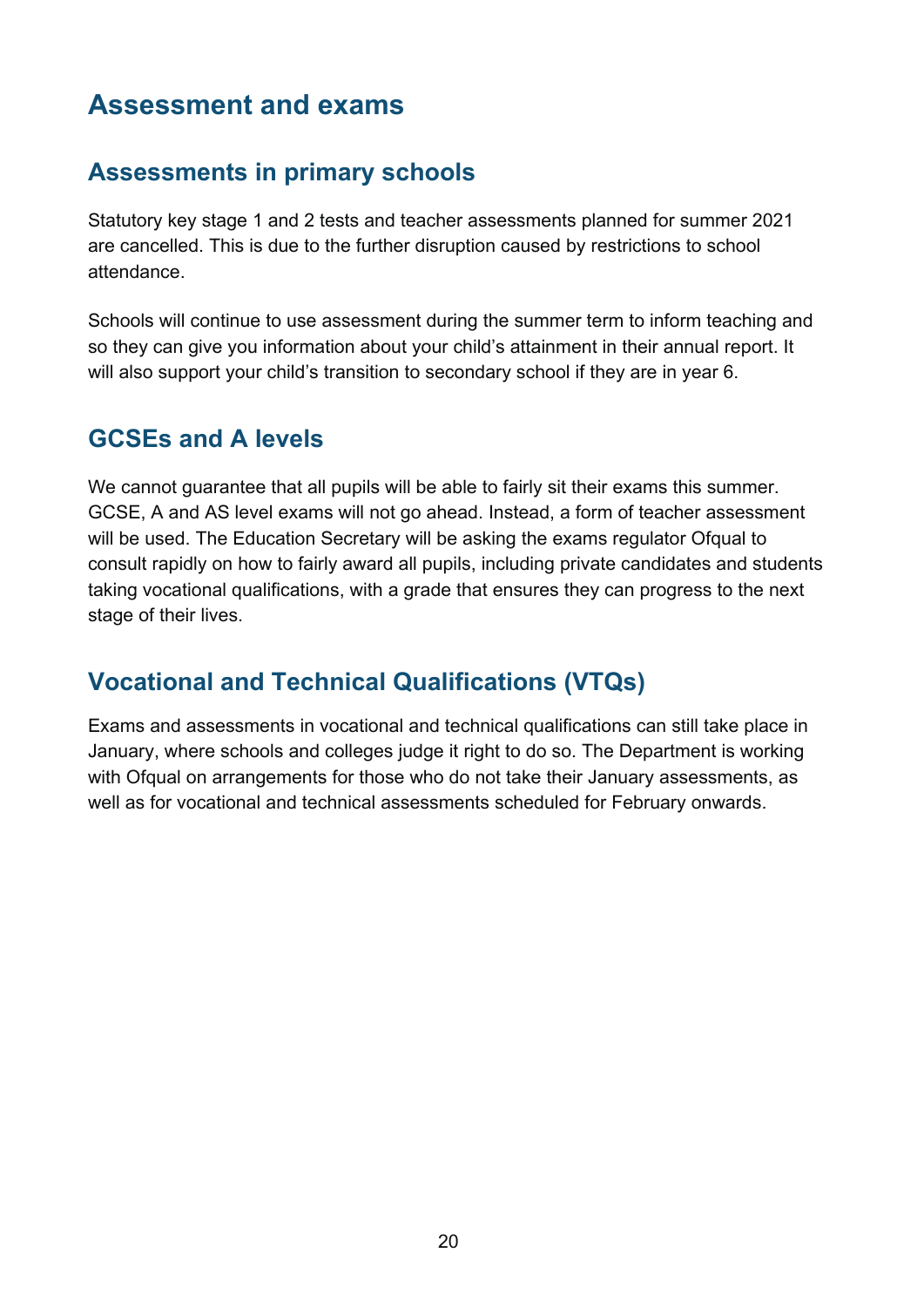# Assessment and exams

## Assessments in primary schools

Statutory key stage 1 and 2 tests and teacher assessments planned for summer 2021 are cancelled. This is due to the further disruption caused by restrictions to school attendance.

Schools will continue to use assessment during the summer term to inform teaching and so they can give you information about your child's attainment in their annual report. It will also support your child's transition to secondary school if they are in year 6.

## GCSEs and A levels

We cannot guarantee that all pupils will be able to fairly sit their exams this summer. GCSE, A and AS level exams will not go ahead. Instead, a form of teacher assessment will be used. The Education Secretary will be asking the exams regulator Ofqual to consult rapidly on how to fairly award all pupils, including private candidates and students taking vocational qualifications, with a grade that ensures they can progress to the next stage of their lives.

## Vocational and Technical Qualifications (VTQs)

Exams and assessments in vocational and technical qualifications can still take place in January, where schools and colleges judge it right to do so. The Department is working with Ofqual on arrangements for those who do not take their January assessments, as well as for vocational and technical assessments scheduled for February onwards.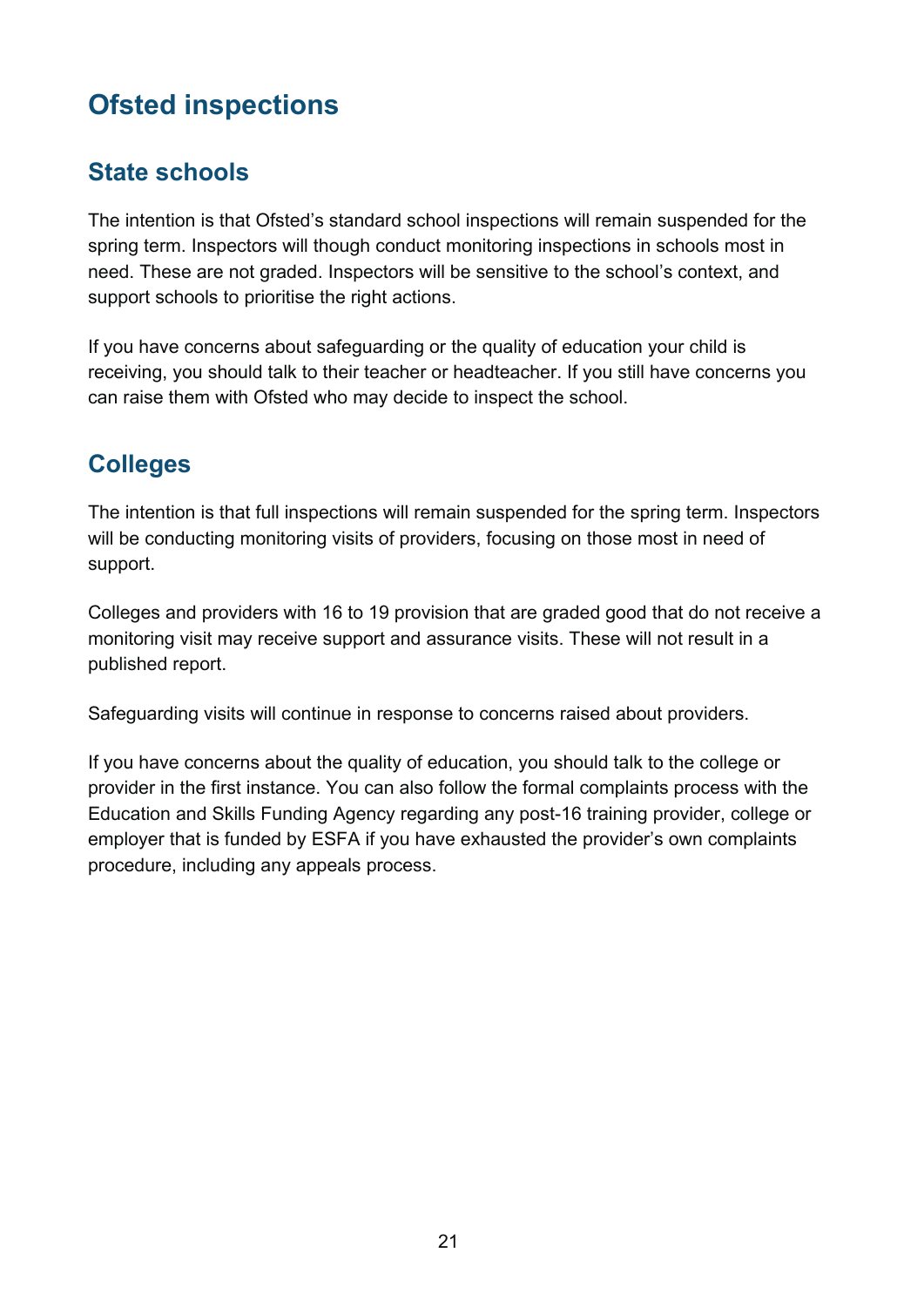## Ofsted inspections

### State schools

The intention is that Ofsted's standard school inspections will remain suspended for the spring term. Inspectors will though conduct monitoring inspections in schools most in need. These are not graded. Inspectors will be sensitive to the school's context, and support schools to prioritise the right actions.

If you have concerns about safeguarding or the quality of education your child is receiving, you should talk to their teacher or headteacher. If you still have concerns you can raise them with Ofsted who may decide to inspect the school.

### Colleges

The intention is that full inspections will remain suspended for the spring term. Inspectors will be conducting monitoring visits of providers, focusing on those most in need of support.

Colleges and providers with 16 to 19 provision that are graded good that do not receive a monitoring visit may receive support and assurance visits. These will not result in a published report.

Safeguarding visits will continue in response to concerns raised about providers.

If you have concerns about the quality of education, you should talk to the college or provider in the first instance. You can also follow the formal complaints process with the Education and Skills Funding Agency regarding any post-16 training provider, college or employer that is funded by ESFA if you have exhausted the provider's own complaints procedure, including any appeals process.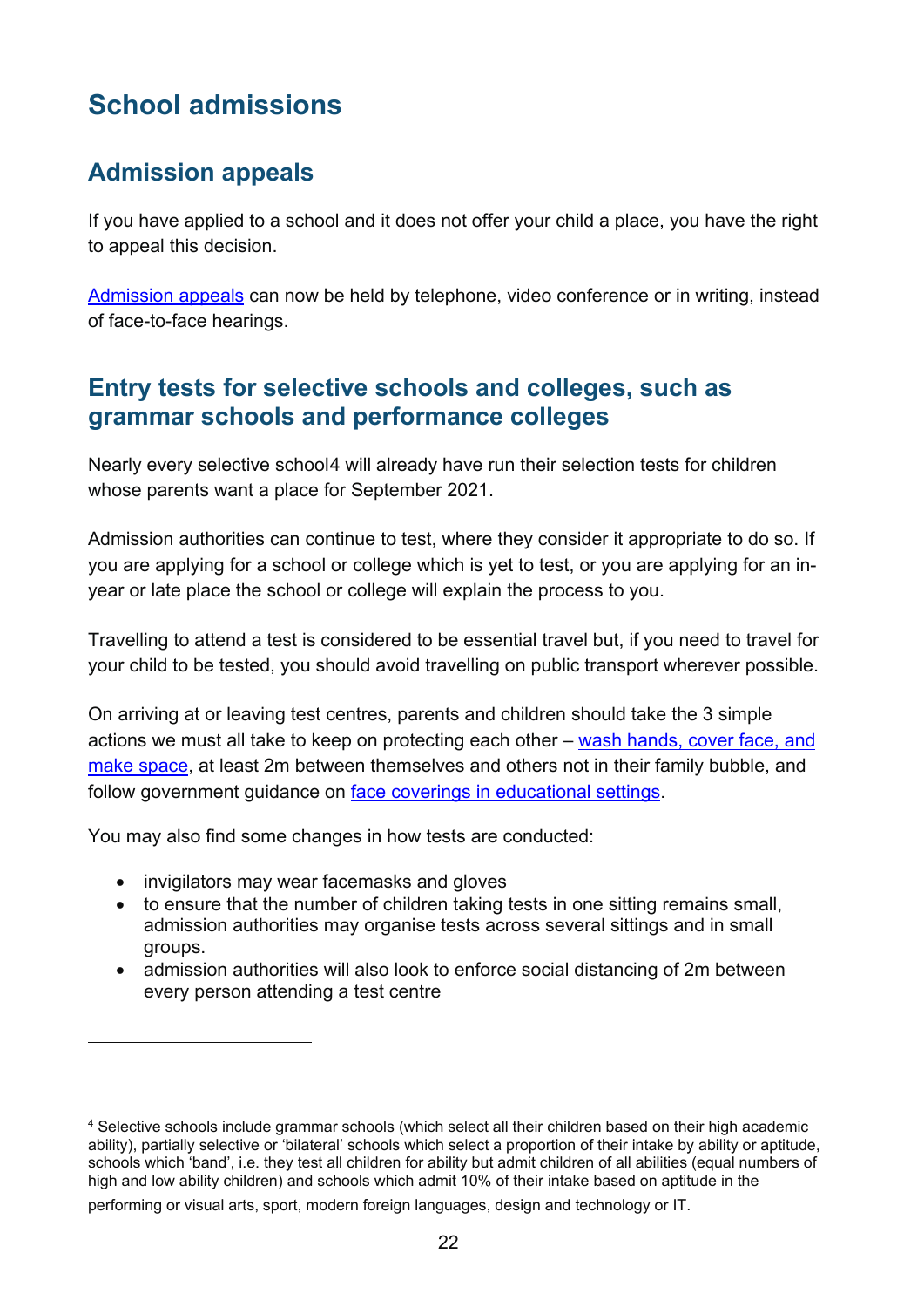# School admissions

## Admission appeals

If you have applied to a school and it does not offer your child a place, you have the right to appeal this decision.

[Admission appeals](#) can now be held by telephone, video conference or in writing, instead of face-to-face hearings.

## Entry tests for selective schools and colleges, such as grammar schools and performance colleges

Nearly every selective school[4] will already have run their selection tests for children whose parents want a place for September 2021.

Admission authorities can continue to test, where they consider it appropriate to do so. If you are applying for a school or college which is yet to test, or you are applying for an in-year or late place the school or college will explain the process to you.

Travelling to attend a test is considered to be essential travel but, if you need to travel for your child to be tested, you should avoid travelling on public transport wherever possible.

On arriving at or leaving test centres, parents and children should take the 3 simple actions we must all take to keep on protecting each other – [wash hands, cover face, and make space](#), at least 2m between themselves and others not in their family bubble, and follow government guidance on [face coverings in educational settings](#).

You may also find some changes in how tests are conducted:

- invigilators may wear facemasks and gloves
- to ensure that the number of children taking tests in one sitting remains small, admission authorities may organise tests across several sittings and in small groups.
- admission authorities will also look to enforce social distancing of 2m between every person attending a test centre

---

[4] Selective schools include grammar schools (which select all their children based on their high academic ability), partially selective or 'bilateral' schools which select a proportion of their intake by ability or aptitude, schools which 'band', i.e. they test all children for ability but admit children of all abilities (equal numbers of high and low ability children) and schools which admit 10% of their intake based on aptitude in the performing or visual arts, sport, modern foreign languages, design and technology or IT.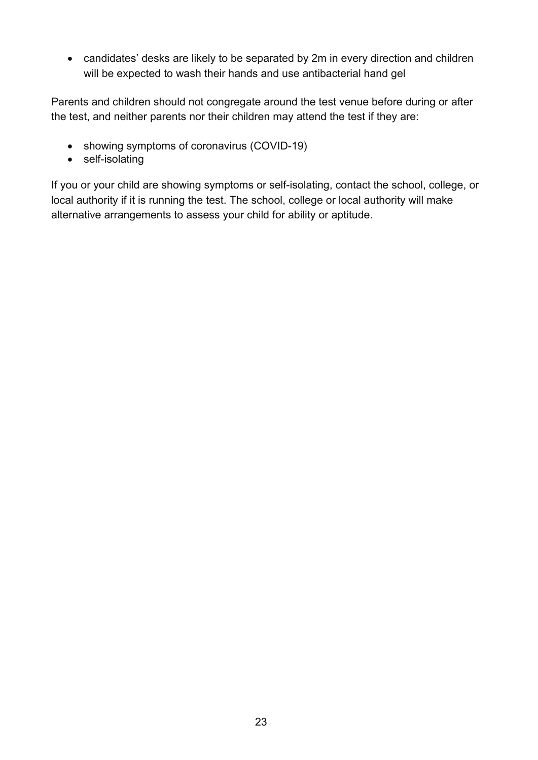- candidates' desks are likely to be separated by 2m in every direction and children will be expected to wash their hands and use antibacterial hand gel

Parents and children should not congregate around the test venue before during or after the test, and neither parents nor their children may attend the test if they are:

- showing symptoms of coronavirus (COVID-19)
- self-isolating

If you or your child are showing symptoms or self-isolating, contact the school, college, or local authority if it is running the test. The school, college or local authority will make alternative arrangements to assess your child for ability or aptitude.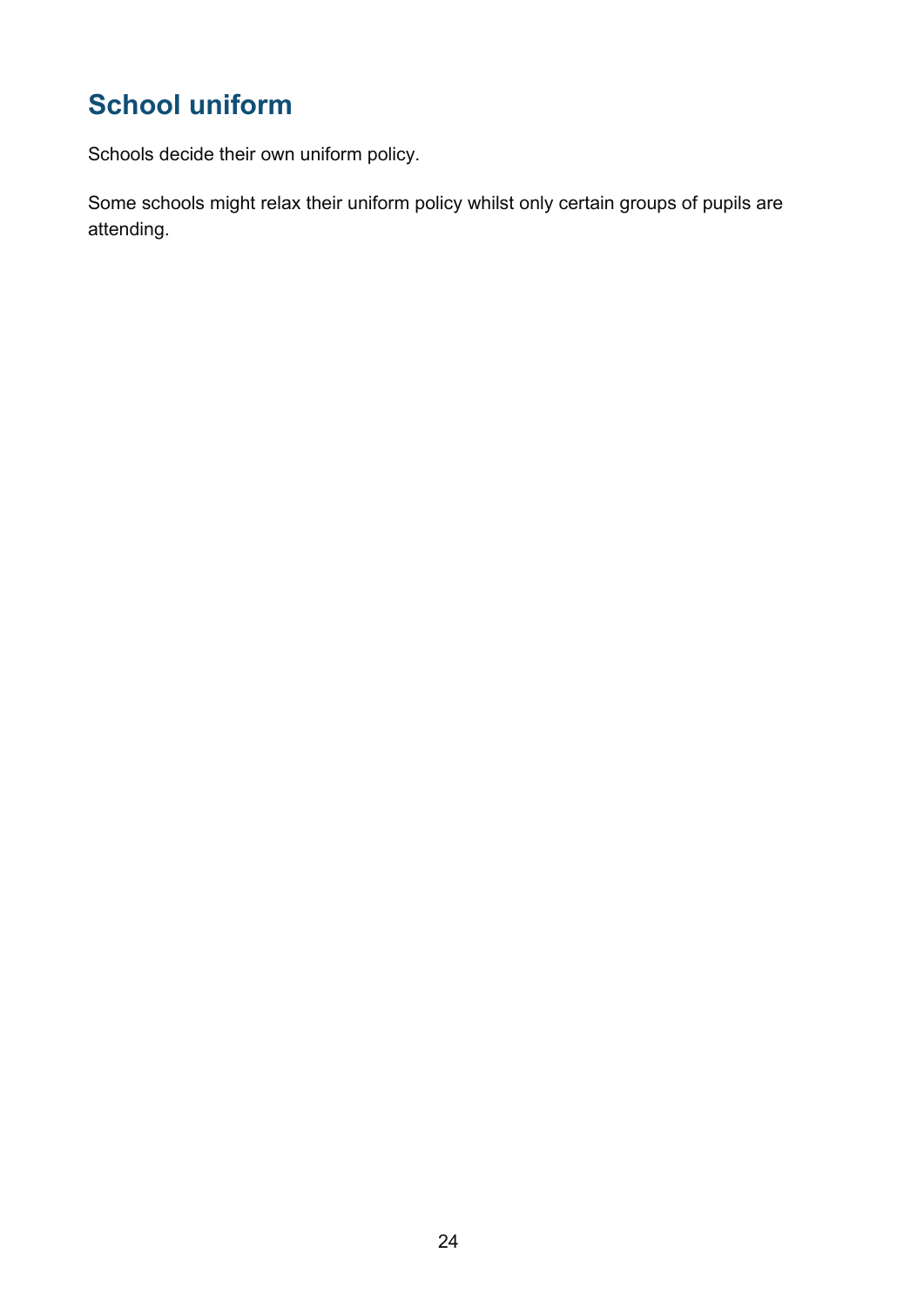## School uniform

Schools decide their own uniform policy.

Some schools might relax their uniform policy whilst only certain groups of pupils are attending.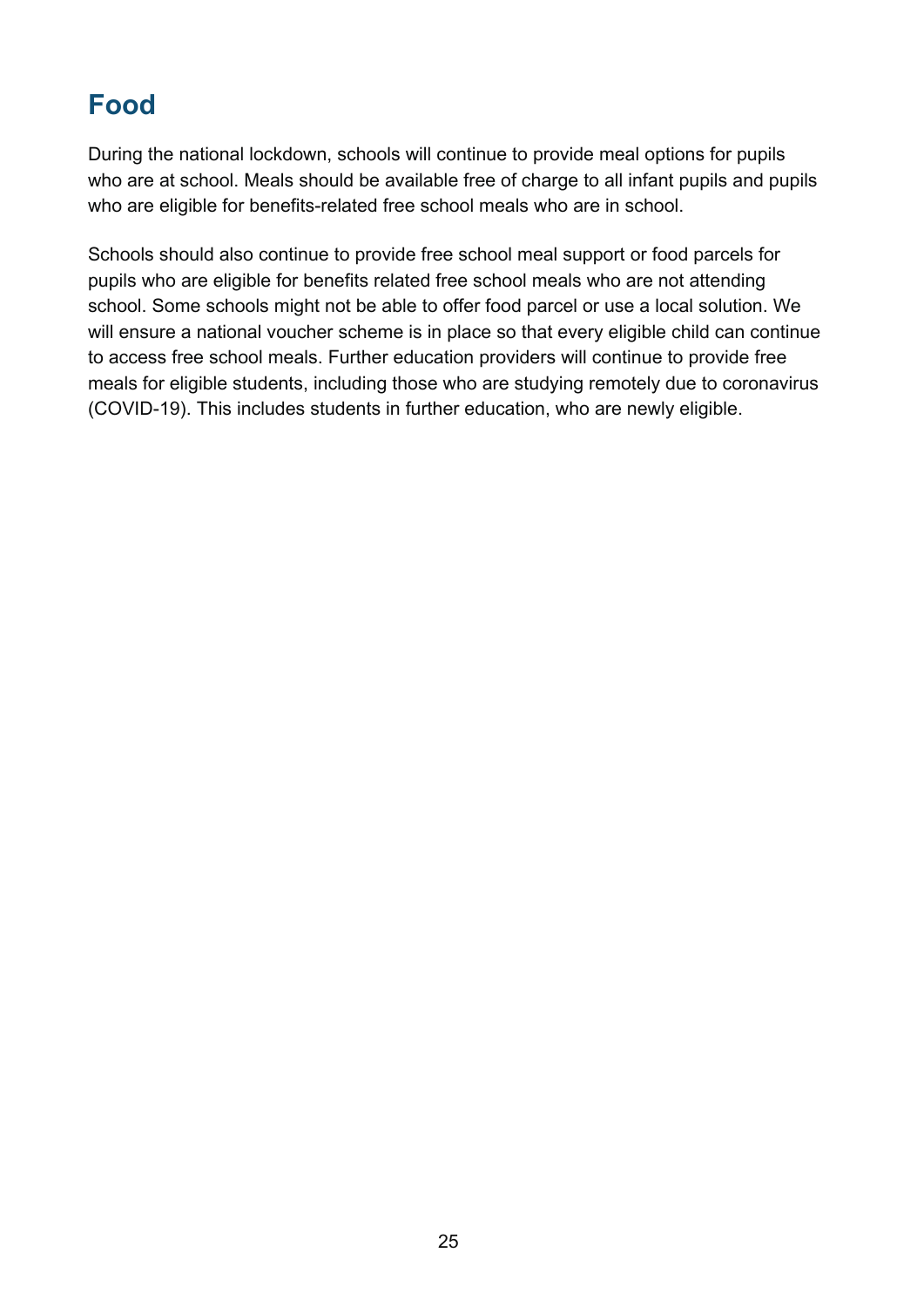## Food

During the national lockdown, schools will continue to provide meal options for pupils who are at school. Meals should be available free of charge to all infant pupils and pupils who are eligible for benefits-related free school meals who are in school.

Schools should also continue to provide free school meal support or food parcels for pupils who are eligible for benefits related free school meals who are not attending school. Some schools might not be able to offer food parcel or use a local solution. We will ensure a national voucher scheme is in place so that every eligible child can continue to access free school meals. Further education providers will continue to provide free meals for eligible students, including those who are studying remotely due to coronavirus (COVID-19). This includes students in further education, who are newly eligible.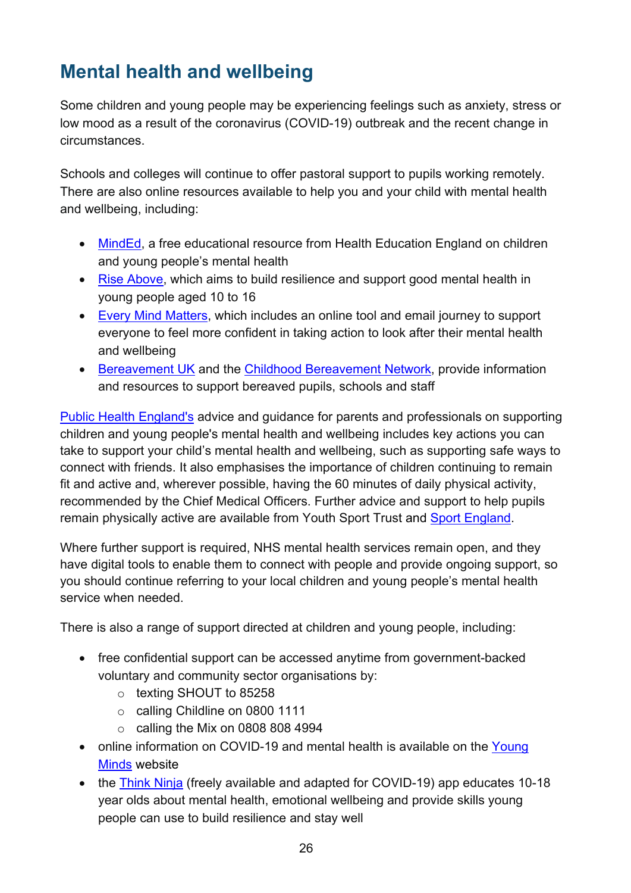## Mental health and wellbeing

Some children and young people may be experiencing feelings such as anxiety, stress or low mood as a result of the coronavirus (COVID-19) outbreak and the recent change in circumstances.

Schools and colleges will continue to offer pastoral support to pupils working remotely. There are also online resources available to help you and your child with mental health and wellbeing, including:

- MindEd, a free educational resource from Health Education England on children and young people's mental health
- Rise Above, which aims to build resilience and support good mental health in young people aged 10 to 16
- Every Mind Matters, which includes an online tool and email journey to support everyone to feel more confident in taking action to look after their mental health and wellbeing
- Bereavement UK and the Childhood Bereavement Network, provide information and resources to support bereaved pupils, schools and staff

Public Health England's advice and guidance for parents and professionals on supporting children and young people's mental health and wellbeing includes key actions you can take to support your child's mental health and wellbeing, such as supporting safe ways to connect with friends. It also emphasises the importance of children continuing to remain fit and active and, wherever possible, having the 60 minutes of daily physical activity, recommended by the Chief Medical Officers. Further advice and support to help pupils remain physically active are available from Youth Sport Trust and Sport England.

Where further support is required, NHS mental health services remain open, and they have digital tools to enable them to connect with people and provide ongoing support, so you should continue referring to your local children and young people's mental health service when needed.

There is also a range of support directed at children and young people, including:

- free confidential support can be accessed anytime from government-backed voluntary and community sector organisations by:
  - texting SHOUT to 85258
  - calling Childline on 0800 1111
  - calling the Mix on 0808 808 4994
- online information on COVID-19 and mental health is available on the Young Minds website
- the Think Ninja (freely available and adapted for COVID-19) app educates 10-18 year olds about mental health, emotional wellbeing and provide skills young people can use to build resilience and stay well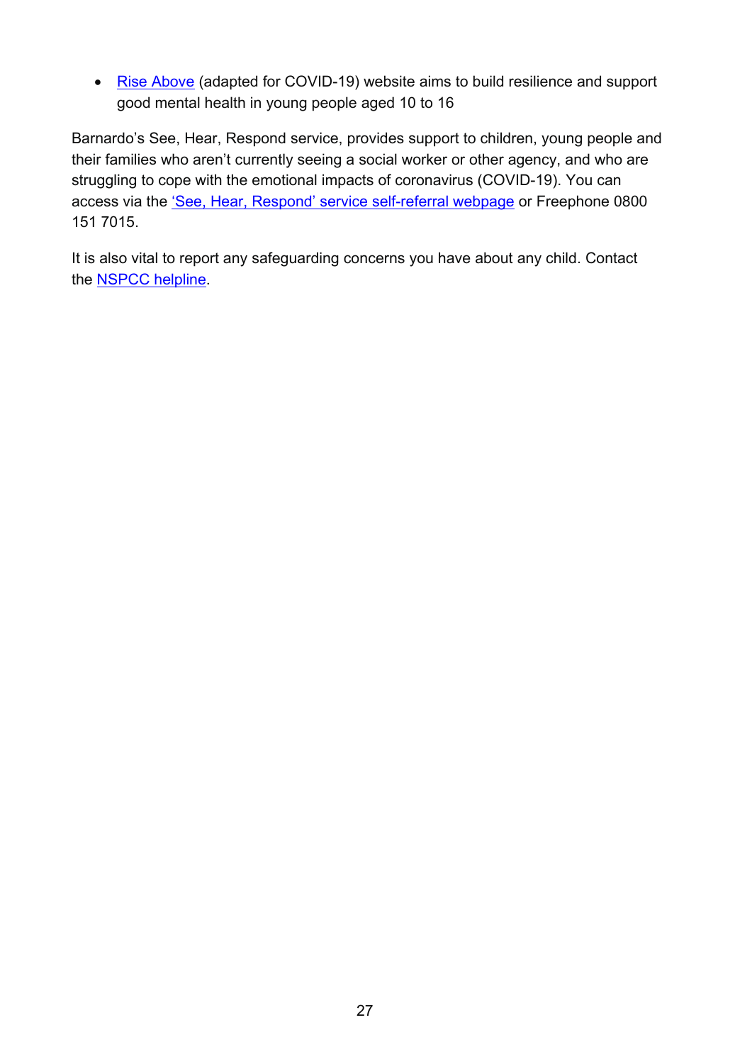- Rise Above (adapted for COVID-19) website aims to build resilience and support good mental health in young people aged 10 to 16

Barnardo's See, Hear, Respond service, provides support to children, young people and their families who aren't currently seeing a social worker or other agency, and who are struggling to cope with the emotional impacts of coronavirus (COVID-19). You can access via the 'See, Hear, Respond' service self-referral webpage or Freephone 0800 151 7015.

It is also vital to report any safeguarding concerns you have about any child. Contact the NSPCC helpline.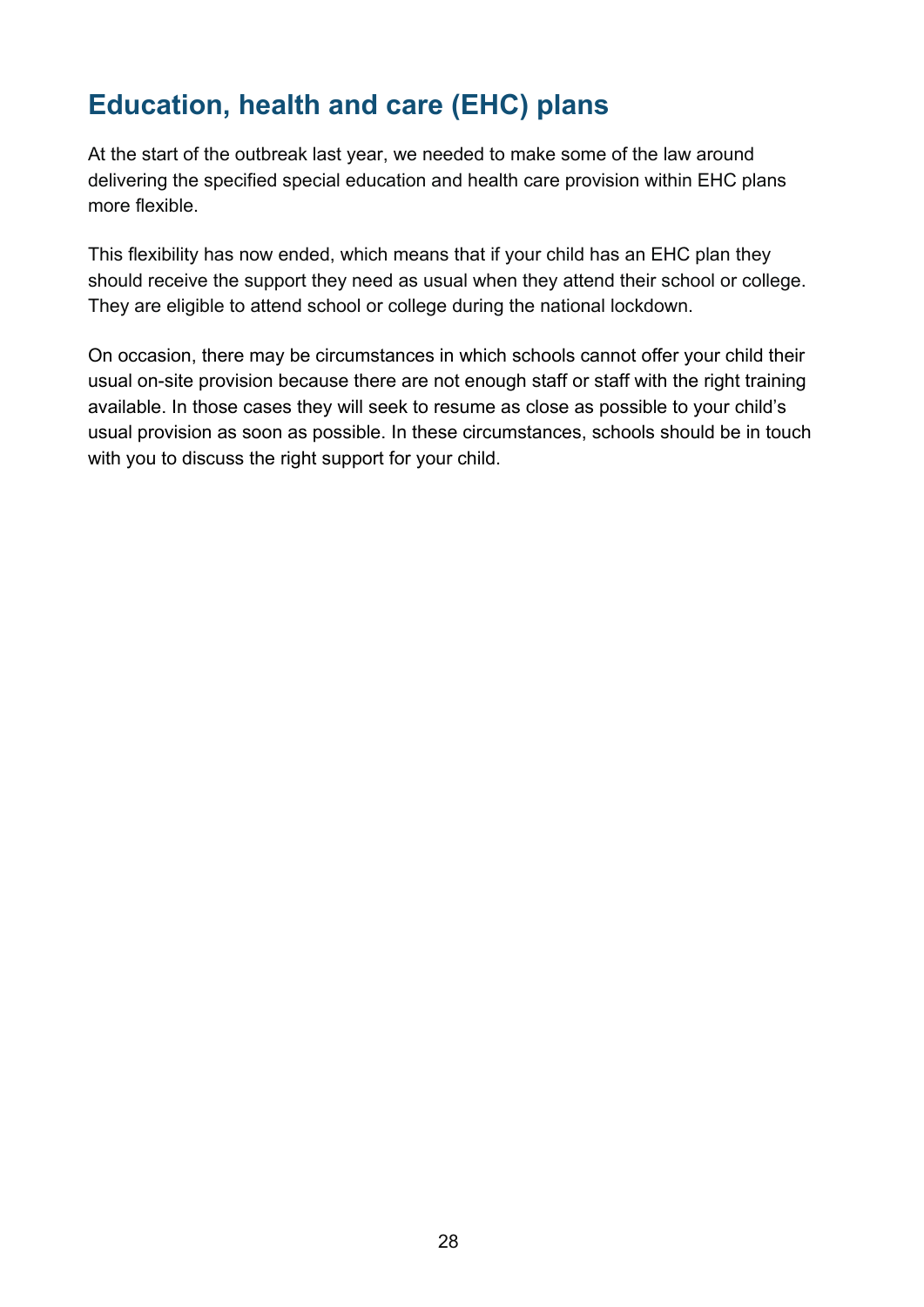## Education, health and care (EHC) plans

At the start of the outbreak last year, we needed to make some of the law around delivering the specified special education and health care provision within EHC plans more flexible.

This flexibility has now ended, which means that if your child has an EHC plan they should receive the support they need as usual when they attend their school or college. They are eligible to attend school or college during the national lockdown.

On occasion, there may be circumstances in which schools cannot offer your child their usual on-site provision because there are not enough staff or staff with the right training available. In those cases they will seek to resume as close as possible to your child's usual provision as soon as possible. In these circumstances, schools should be in touch with you to discuss the right support for your child.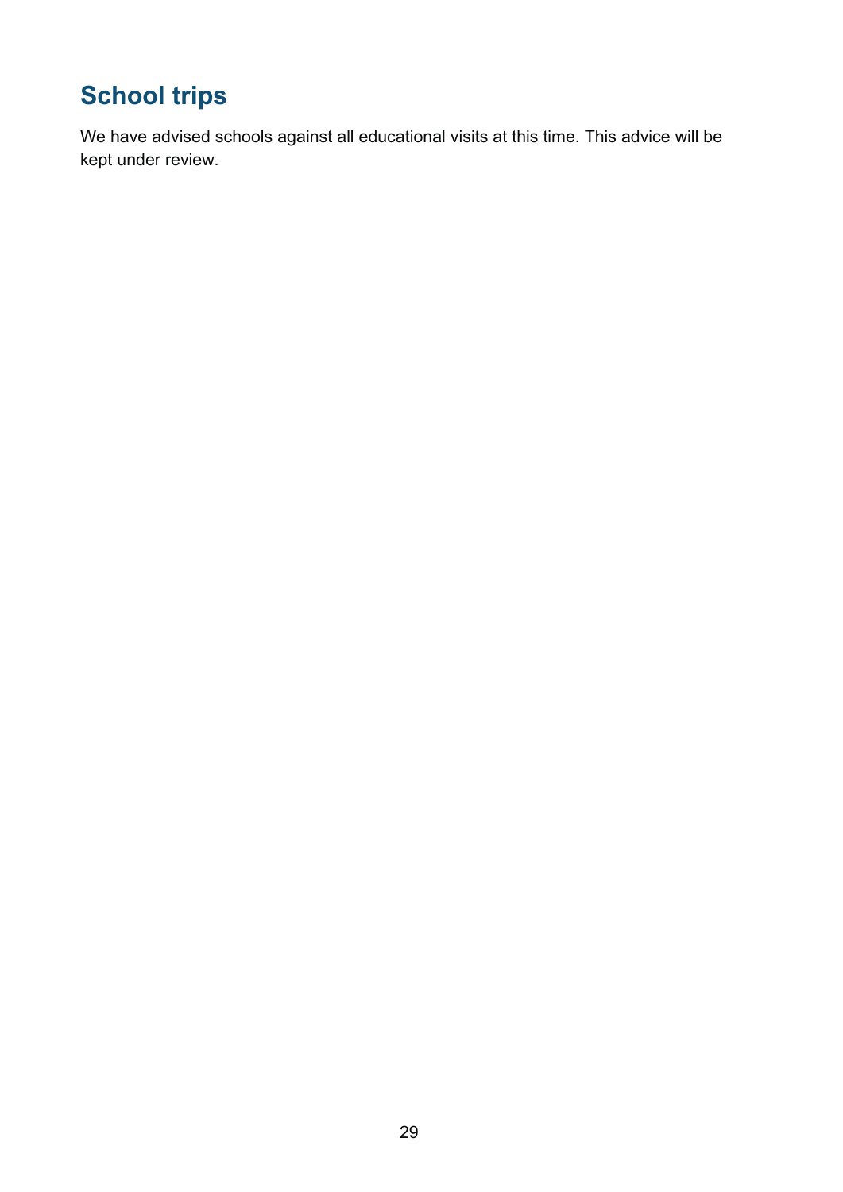## School trips

We have advised schools against all educational visits at this time. This advice will be kept under review.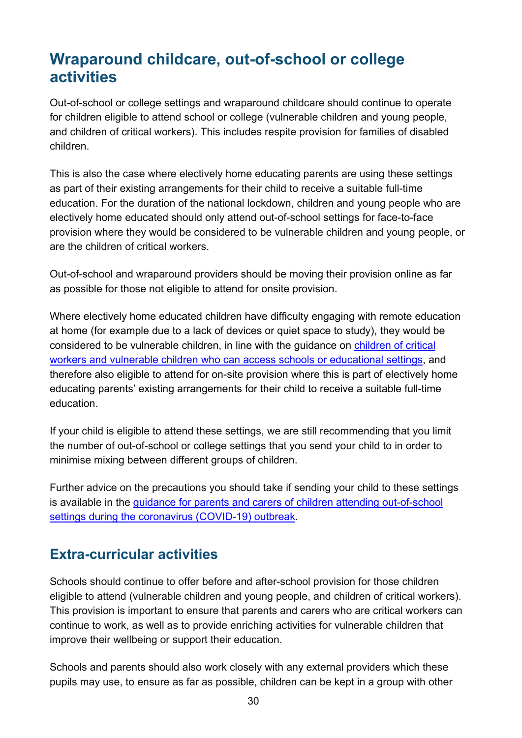## Wraparound childcare, out-of-school or college activities

Out-of-school or college settings and wraparound childcare should continue to operate for children eligible to attend school or college (vulnerable children and young people, and children of critical workers). This includes respite provision for families of disabled children.

This is also the case where electively home educating parents are using these settings as part of their existing arrangements for their child to receive a suitable full-time education. For the duration of the national lockdown, children and young people who are electively home educated should only attend out-of-school settings for face-to-face provision where they would be considered to be vulnerable children and young people, or are the children of critical workers.

Out-of-school and wraparound providers should be moving their provision online as far as possible for those not eligible to attend for onsite provision.

Where electively home educated children have difficulty engaging with remote education at home (for example due to a lack of devices or quiet space to study), they would be considered to be vulnerable children, in line with the guidance on children of critical workers and vulnerable children who can access schools or educational settings, and therefore also eligible to attend for on-site provision where this is part of electively home educating parents' existing arrangements for their child to receive a suitable full-time education.

If your child is eligible to attend these settings, we are still recommending that you limit the number of out-of-school or college settings that you send your child to in order to minimise mixing between different groups of children.

Further advice on the precautions you should take if sending your child to these settings is available in the guidance for parents and carers of children attending out-of-school settings during the coronavirus (COVID-19) outbreak.

## Extra-curricular activities

Schools should continue to offer before and after-school provision for those children eligible to attend (vulnerable children and young people, and children of critical workers). This provision is important to ensure that parents and carers who are critical workers can continue to work, as well as to provide enriching activities for vulnerable children that improve their wellbeing or support their education.

Schools and parents should also work closely with any external providers which these pupils may use, to ensure as far as possible, children can be kept in a group with other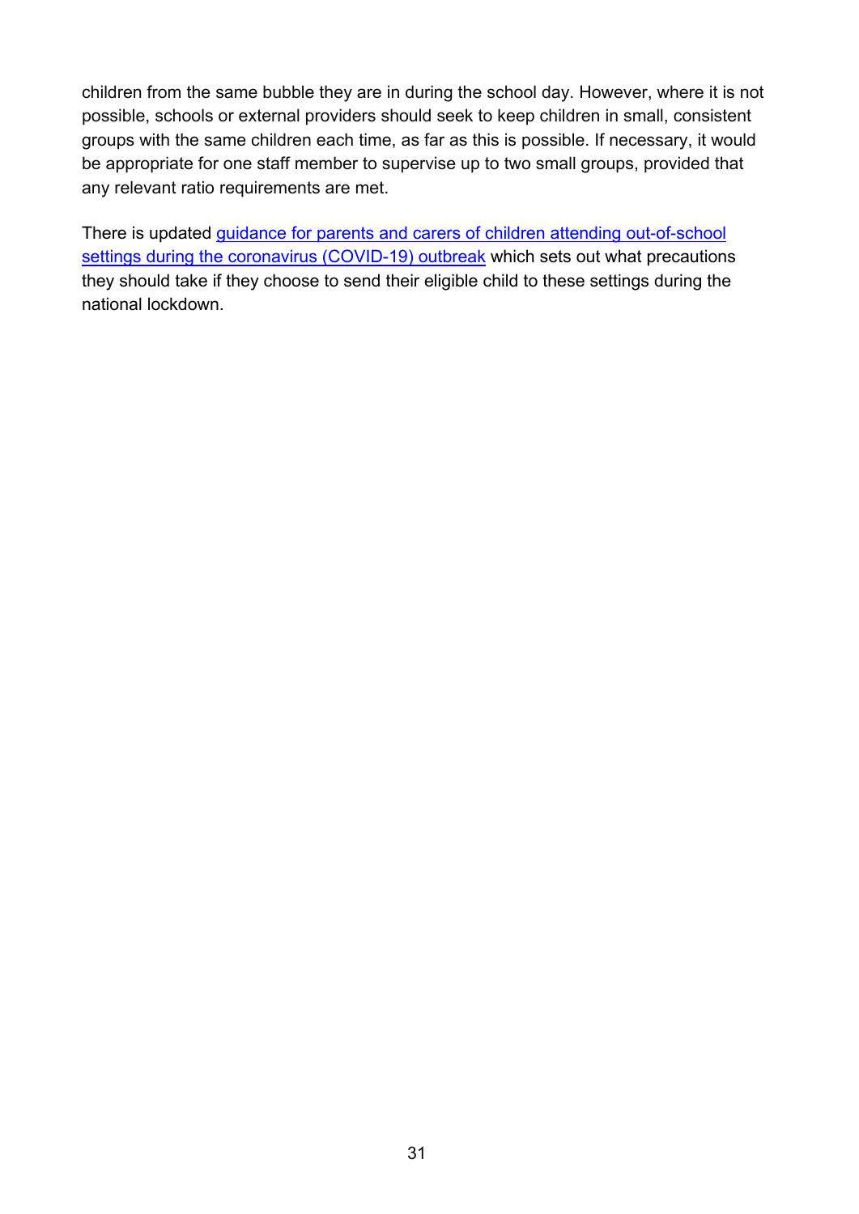children from the same bubble they are in during the school day. However, where it is not possible, schools or external providers should seek to keep children in small, consistent groups with the same children each time, as far as this is possible. If necessary, it would be appropriate for one staff member to supervise up to two small groups, provided that any relevant ratio requirements are met.

There is updated guidance for parents and carers of children attending out-of-school settings during the coronavirus (COVID-19) outbreak which sets out what precautions they should take if they choose to send their eligible child to these settings during the national lockdown.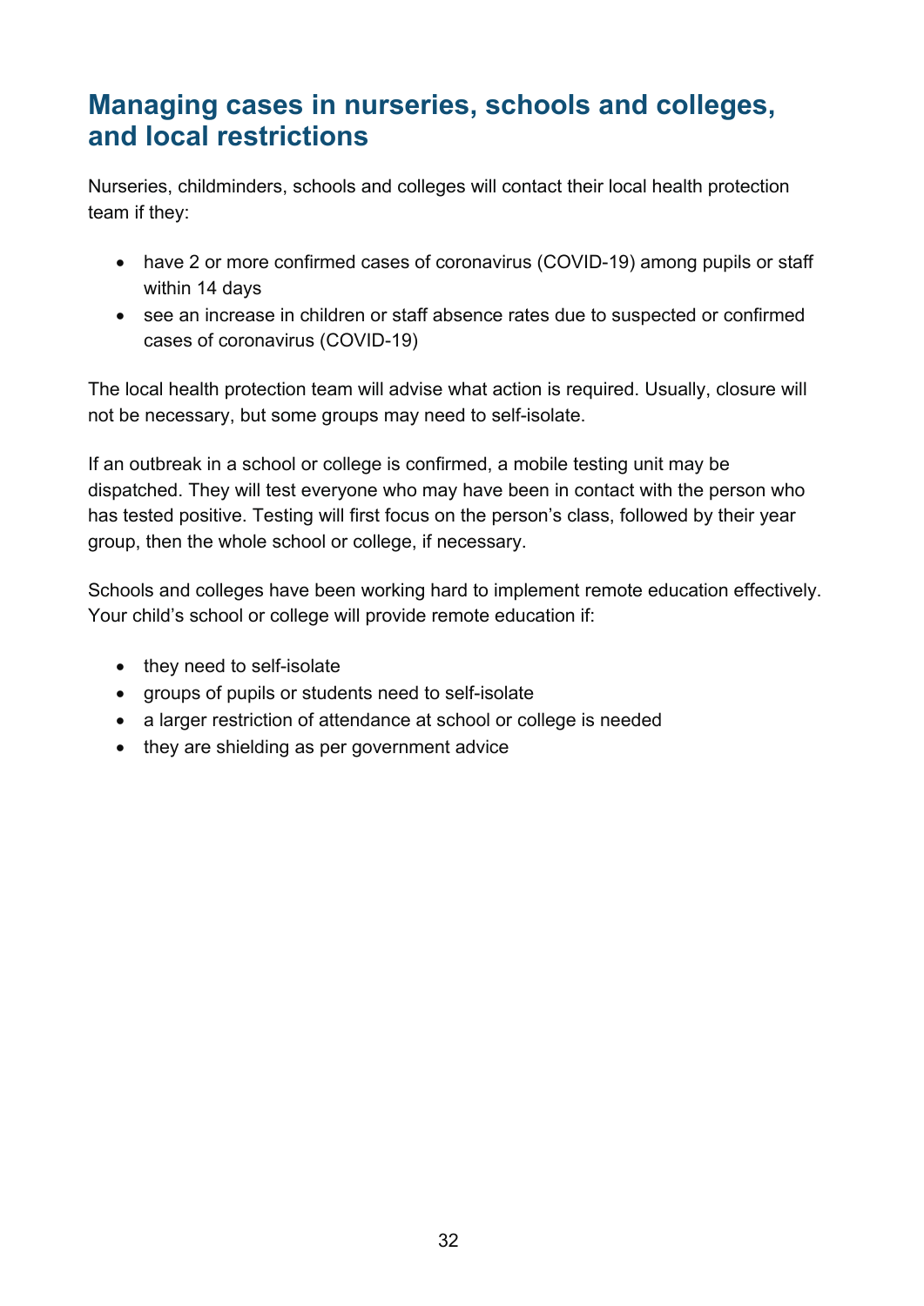## Managing cases in nurseries, schools and colleges, and local restrictions

Nurseries, childminders, schools and colleges will contact their local health protection team if they:

- have 2 or more confirmed cases of coronavirus (COVID-19) among pupils or staff within 14 days
- see an increase in children or staff absence rates due to suspected or confirmed cases of coronavirus (COVID-19)

The local health protection team will advise what action is required. Usually, closure will not be necessary, but some groups may need to self-isolate.

If an outbreak in a school or college is confirmed, a mobile testing unit may be dispatched. They will test everyone who may have been in contact with the person who has tested positive. Testing will first focus on the person's class, followed by their year group, then the whole school or college, if necessary.

Schools and colleges have been working hard to implement remote education effectively. Your child's school or college will provide remote education if:

- they need to self-isolate
- groups of pupils or students need to self-isolate
- a larger restriction of attendance at school or college is needed
- they are shielding as per government advice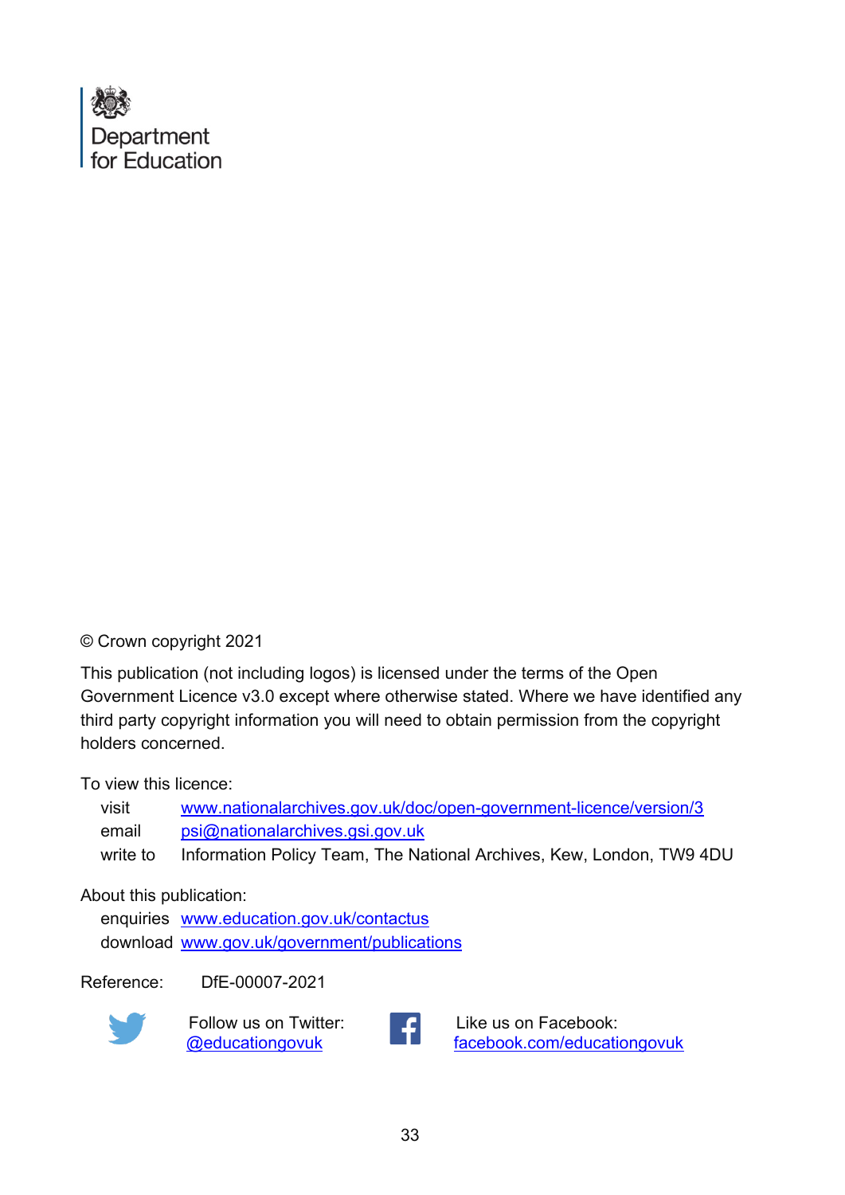Department for Education

© Crown copyright 2021

This publication (not including logos) is licensed under the terms of the Open Government Licence v3.0 except where otherwise stated. Where we have identified any third party copyright information you will need to obtain permission from the copyright holders concerned.

To view this licence:

visit [www.nationalarchives.gov.uk/doc/open-government-licence/version/3](http://www.nationalarchives.gov.uk/doc/open-government-licence/version/3)  
email [psi@nationalarchives.gsi.gov.uk](mailto:psi@nationalarchives.gsi.gov.uk)  
write to Information Policy Team, The National Archives, Kew, London, TW9 4DU

About this publication:

enquiries [www.education.gov.uk/contactus](http://www.education.gov.uk/contactus)  
download [www.gov.uk/government/publications](http://www.gov.uk/government/publications)

Reference: DfE-00007-2021

Follow us on Twitter: [@educationgovuk](http://twitter.com/educationgovuk)

Like us on Facebook: [facebook.com/educationgovuk](http://www.facebook.com/educationgovuk)